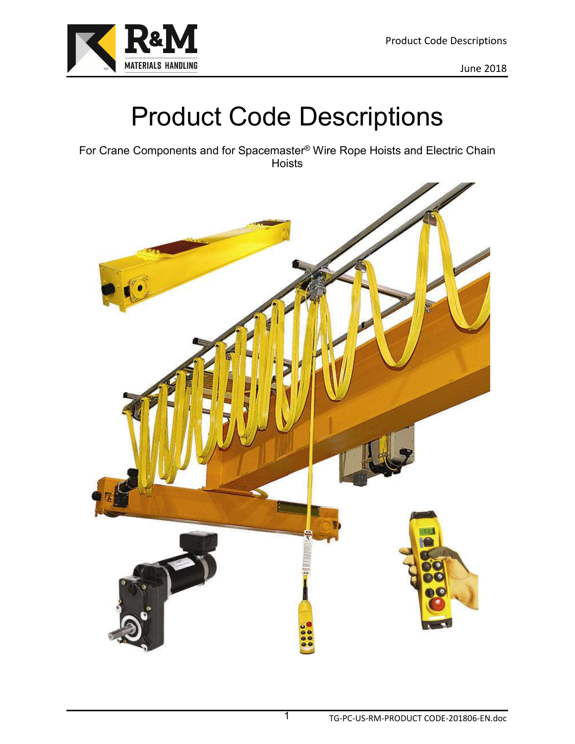# Product Code Descriptions

For Crane Components and for Spacemaster® Wire Rope Hoists and Electric Chain Hoists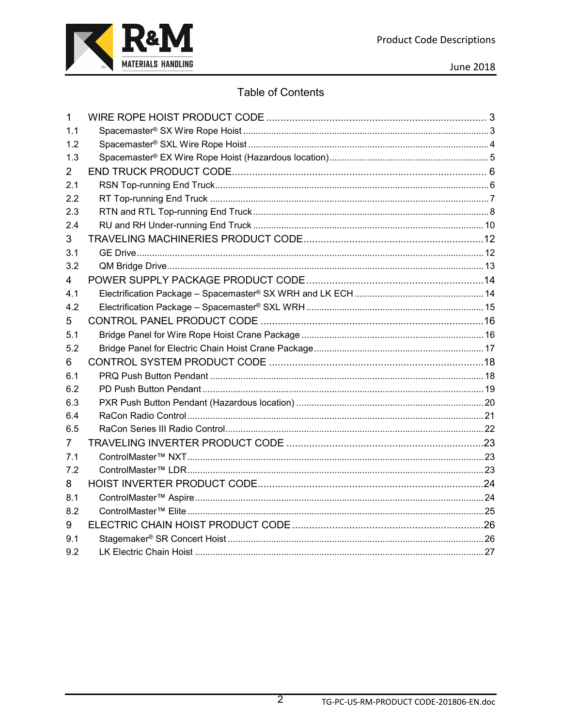## Table of Contents

| | | |
|---|---|---|
| 1 | WIRE ROPE HOIST PRODUCT CODE | 3 |
| 1.1 | Spacemaster® SX Wire Rope Hoist | 3 |
| 1.2 | Spacemaster® SXL Wire Rope Hoist | 4 |
| 1.3 | Spacemaster® EX Wire Rope Hoist (Hazardous location) | 5 |
| 2 | END TRUCK PRODUCT CODE | 6 |
| 2.1 | RSN Top-running End Truck | 6 |
| 2.2 | RT Top-running End Truck | 7 |
| 2.3 | RTN and RTL Top-running End Truck | 8 |
| 2.4 | RU and RH Under-running End Truck | 10 |
| 3 | TRAVELING MACHINERIES PRODUCT CODE | 12 |
| 3.1 | GE Drive | 12 |
| 3.2 | QM Bridge Drive | 13 |
| 4 | POWER SUPPLY PACKAGE PRODUCT CODE | 14 |
| 4.1 | Electrification Package – Spacemaster® SX WRH and LK ECH | 14 |
| 4.2 | Electrification Package – Spacemaster® SXL WRH | 15 |
| 5 | CONTROL PANEL PRODUCT CODE | 16 |
| 5.1 | Bridge Panel for Wire Rope Hoist Crane Package | 16 |
| 5.2 | Bridge Panel for Electric Chain Hoist Crane Package | 17 |
| 6 | CONTROL SYSTEM PRODUCT CODE | 18 |
| 6.1 | PRQ Push Button Pendant | 18 |
| 6.2 | PD Push Button Pendant | 19 |
| 6.3 | PXR Push Button Pendant (Hazardous location) | 20 |
| 6.4 | RaCon Radio Control | 21 |
| 6.5 | RaCon Series III Radio Control | 22 |
| 7 | TRAVELING INVERTER PRODUCT CODE | 23 |
| 7.1 | ControlMaster™ NXT | 23 |
| 7.2 | ControlMaster™ LDR | 23 |
| 8 | HOIST INVERTER PRODUCT CODE | 24 |
| 8.1 | ControlMaster™ Aspire | 24 |
| 8.2 | ControlMaster™ Elite | 25 |
| 9 | ELECTRIC CHAIN HOIST PRODUCT CODE | 26 |
| 9.1 | Stagemaker® SR Concert Hoist | 26 |
| 9.2 | LK Electric Chain Hoist | 27 |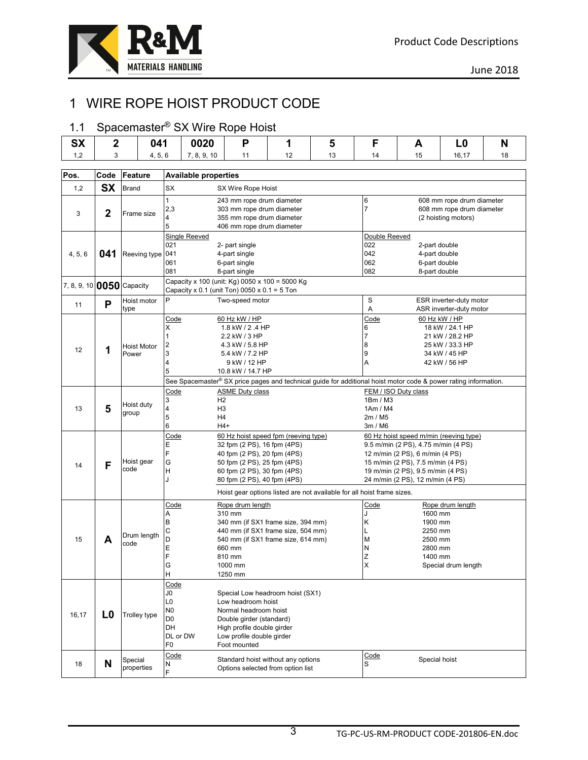# 1 WIRE ROPE HOIST PRODUCT CODE

## 1.1 Spacemaster® SX Wire Rope Hoist

| SX | 2 | 041 | 0020 | P | 1 | 5 | F | A | L0 | N |
|---|---|---|---|---|---|---|---|---|---|---|
| 1,2 | 3 | 4, 5, 6 | 7, 8, 9, 10 | 11 | 12 | 13 | 14 | 15 | 16,17 | 18 |

| Pos. | Code | Feature | Available properties | | | |
|---|---|---|---|---|---|---|
| 1,2 | **SX** | Brand | SX | SX Wire Rope Hoist | | |
| 3 | **2** | Frame size | 1<br>2,3<br>4<br>5 | 243 mm rope drum diameter<br>303 mm rope drum diameter<br>355 mm rope drum diameter<br>406 mm rope drum diameter | 6<br>7 | 608 mm rope drum diameter<br>608 mm rope drum diameter<br>(2 hoisting motors) |
| 4, 5, 6 | **041** | Reeving type | Single Reeved<br>021<br>041<br>061<br>081 | <br>2- part single<br>4-part single<br>6-part single<br>8-part single | Double Reeved<br>022<br>042<br>062<br>082 | <br>2-part double<br>4-part double<br>6-part double<br>8-part double |
| 7, 8, 9, 10 | **0050** | Capacity | Capacity x 100 (unit: Kg) 0050 x 100 = 5000 Kg<br>Capacity x 0.1 (unit Ton) 0050 x 0.1 = 5 Ton | | | |
| 11 | **P** | Hoist motor type | P | Two-speed motor | S<br>A | ESR inverter-duty motor<br>ASR inverter-duty motor |
| 12 | **1** | Hoist Motor Power | Code<br>X<br>1<br>2<br>3<br>4<br>5 | 60 Hz kW / HP<br>1.8 kW / 2 .4 HP<br>2.2 kW / 3 HP<br>4.3 kW / 5.8 HP<br>5.4 kW / 7.2 HP<br>9 kW / 12 HP<br>10.8 kW / 14.7 HP | Code<br>6<br>7<br>8<br>9<br>A | 60 Hz kW / HP<br>18 kW / 24.1 HP<br>21 kW / 28.2 HP<br>25 kW / 33.3 HP<br>34 kW / 45 HP<br>42 kW / 56 HP |
| | | | See Spacemaster® SX price pages and technical guide for additional hoist motor code & power rating information. | | | |
| 13 | **5** | Hoist duty group | Code<br>3<br>4<br>5<br>6 | ASME Duty class<br>H2<br>H3<br>H4<br>H4+ | FEM / ISO Duty class<br>1Bm / M3<br>1Am / M4<br>2m / M5<br>3m / M6 | |
| 14 | **F** | Hoist gear code | Code<br>E<br>F<br>G<br>H<br>J | 60 Hz hoist speed fpm (reeving type)<br>32 fpm (2 PS), 16 fpm (4PS)<br>40 fpm (2 PS), 20 fpm (4PS)<br>50 fpm (2 PS), 25 fpm (4PS)<br>60 fpm (2 PS), 30 fpm (4PS)<br>80 fpm (2 PS), 40 fpm (4PS) | 60 Hz hoist speed m/min (reeving type)<br>9.5 m/min (2 PS), 4.75 m/min (4 PS)<br>12 m/min (2 PS), 6 m/min (4 PS)<br>15 m/min (2 PS), 7.5 m/min (4 PS)<br>19 m/min (2 PS), 9.5 m/min (4 PS)<br>24 m/min (2 PS), 12 m/min (4 PS) | |
| | | | | Hoist gear options listed are not available for all hoist frame sizes. | | |
| 15 | **A** | Drum length code | Code<br>A<br>B<br>C<br>D<br>E<br>F<br>G<br>H | Rope drum length<br>310 mm<br>340 mm (if SX1 frame size, 394 mm)<br>440 mm (if SX1 frame size, 504 mm)<br>540 mm (if SX1 frame size, 614 mm)<br>660 mm<br>810 mm<br>1000 mm<br>1250 mm | Code<br>J<br>K<br>L<br>M<br>N<br>Z<br>X | Rope drum length<br>1600 mm<br>1900 mm<br>2250 mm<br>2500 mm<br>2800 mm<br>1400 mm<br>Special drum length |
| 16,17 | **L0** | Trolley type | Code<br>J0<br>L0<br>N0<br>D0<br>DH<br>DL or DW<br>F0 | <br>Special Low headroom hoist (SX1)<br>Low headroom hoist<br>Normal headroom hoist<br>Double girder (standard)<br>High profile double girder<br>Low profile double girder<br>Foot mounted | | |
| 18 | **N** | Special properties | Code<br>N<br>F | <br>Standard hoist without any options<br>Options selected from option list | Code<br>S | <br>Special hoist |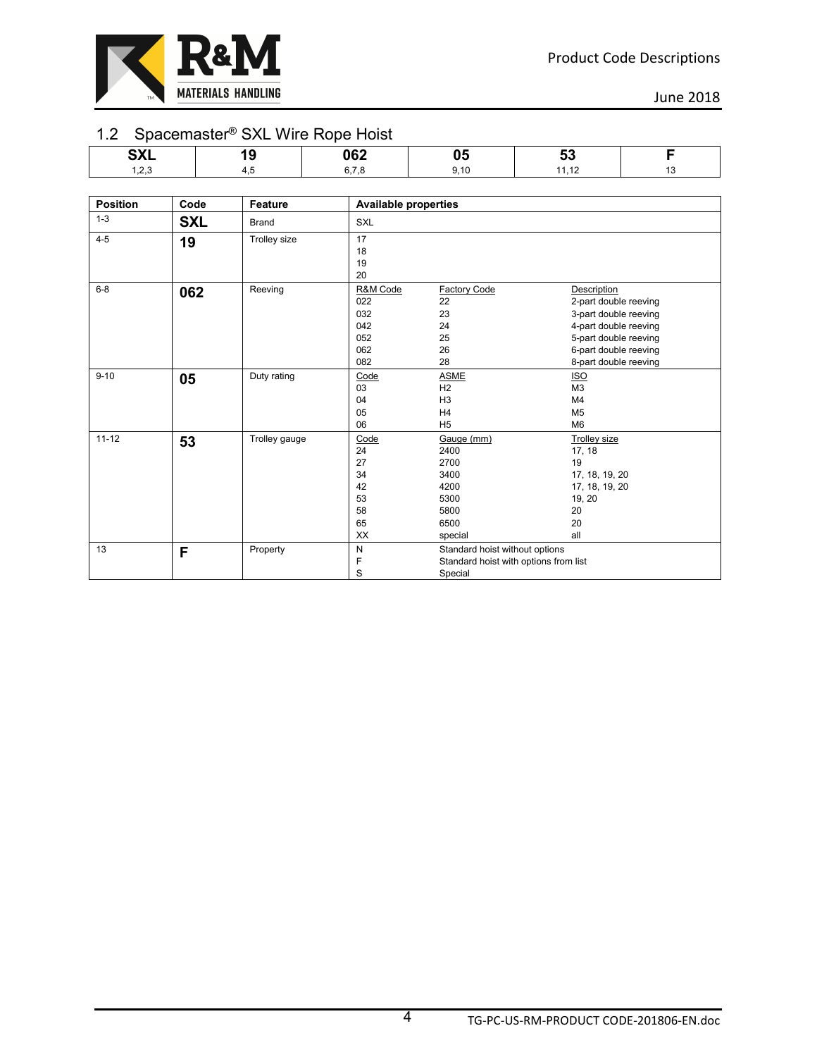## 1.2 Spacemaster® SXL Wire Rope Hoist

| SXL | 19 | 062 | 05 | 53 | F |
|---|---|---|---|---|---|
| 1,2,3 | 4,5 | 6,7,8 | 9,10 | 11,12 | 13 |

| Position | Code | Feature | Available properties | | |
|---|---|---|---|---|---|
| 1-3 | **SXL** | Brand | SXL | | |
| 4-5 | **19** | Trolley size | 17<br>18<br>19<br>20 | | |
| 6-8 | **062** | Reeving | R&M Code<br>022<br>032<br>042<br>052<br>062<br>082 | Factory Code<br>22<br>23<br>24<br>25<br>26<br>28 | Description<br>2-part double reeving<br>3-part double reeving<br>4-part double reeving<br>5-part double reeving<br>6-part double reeving<br>8-part double reeving |
| 9-10 | **05** | Duty rating | Code<br>03<br>04<br>05<br>06 | ASME<br>H2<br>H3<br>H4<br>H5 | ISO<br>M3<br>M4<br>M5<br>M6 |
| 11-12 | **53** | Trolley gauge | Code<br>24<br>27<br>34<br>42<br>53<br>58<br>65<br>XX | Gauge (mm)<br>2400<br>2700<br>3400<br>4200<br>5300<br>5800<br>6500<br>special | Trolley size<br>17, 18<br>19<br>17, 18, 19, 20<br>17, 18, 19, 20<br>19, 20<br>20<br>20<br>all |
| 13 | **F** | Property | N<br>F<br>S | Standard hoist without options<br>Standard hoist with options from list<br>Special | |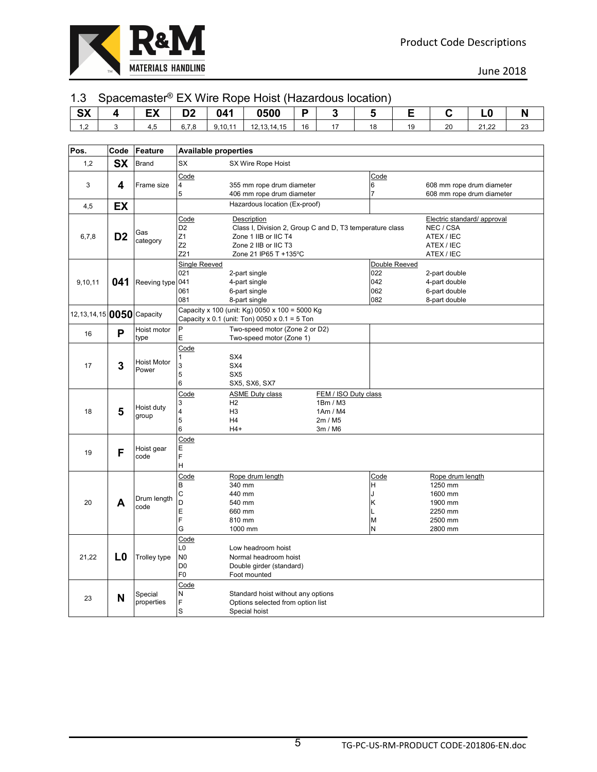## 1.3 Spacemaster® EX Wire Rope Hoist (Hazardous location)

| SX | 4 | EX | D2 | 041 | 0500 | P | 3 | 5 | E | C | L0 | N |
|---|---|---|---|---|---|---|---|---|---|---|---|---|
| 1,2 | 3 | 4,5 | 6,7,8 | 9,10,11 | 12,13,14,15 | 16 | 17 | 18 | 19 | 20 | 21,22 | 23 |

| Pos. | Code | Feature | Available properties |
|---|---|---|---|
| 1,2 | **SX** | Brand | SX — SX Wire Rope Hoist |
| 3 | **4** | Frame size | Code: 4 — 355 mm rope drum diameter; 5 — 406 mm rope drum diameter; 6 — 608 mm rope drum diameter; 7 — 608 mm rope drum diameter |
| 4,5 | **EX** | | Hazardous location (Ex-proof) |
| 6,7,8 | **D2** | Gas category | Code / Description / Electric standard/ approval:<br>D2 — Class I, Division 2, Group C and D, T3 temperature class — NEC / CSA<br>Z1 — Zone 1 IIB or IIC T4 — ATEX / IEC<br>Z2 — Zone 2 IIB or IIC T3 — ATEX / IEC<br>Z21 — Zone 21 IP65 T +135ºC — ATEX / IEC |
| 9,10,11 | **041** | Reeving type | Single Reeved: 021 — 2-part single; 041 — 4-part single; 061 — 6-part single; 081 — 8-part single<br>Double Reeved: 022 — 2-part double; 042 — 4-part double; 062 — 6-part double; 082 — 8-part double |
| 12,13,14,15 | **0050** | Capacity | Capacity x 100 (unit: Kg) 0050 x 100 = 5000 Kg<br>Capacity x 0.1 (unit: Ton) 0050 x 0.1 = 5 Ton |
| 16 | **P** | Hoist motor type | P — Two-speed motor (Zone 2 or D2)<br>E — Two-speed motor (Zone 1) |
| 17 | **3** | Hoist Motor Power | Code: 1 — SX4; 3 — SX4; 5 — SX5; 6 — SX5, SX6, SX7 |
| 18 | **5** | Hoist duty group | Code / ASME Duty class / FEM / ISO Duty class:<br>3 — H2 — 1Bm / M3<br>4 — H3 — 1Am / M4<br>5 — H4 — 2m / M5<br>6 — H4+ — 3m / M6 |
| 19 | **F** | Hoist gear code | Code: E; F; H |
| 20 | **A** | Drum length code | Code / Rope drum length:<br>B — 340 mm; C — 440 mm; D — 540 mm; E — 660 mm; F — 810 mm; G — 1000 mm<br>H — 1250 mm; J — 1600 mm; K — 1900 mm; L — 2250 mm; M — 2500 mm; N — 2800 mm |
| 21,22 | **L0** | Trolley type | Code: L0 — Low headroom hoist; N0 — Normal headroom hoist; D0 — Double girder (standard); F0 — Foot mounted |
| 23 | **N** | Special properties | Code: N — Standard hoist without any options; F — Options selected from option list; S — Special hoist |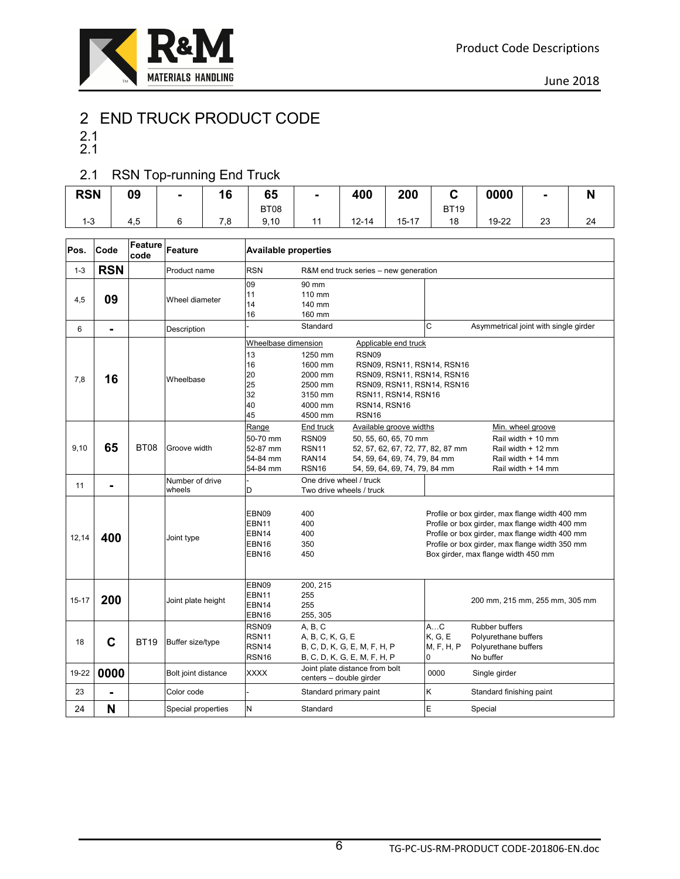# 2 END TRUCK PRODUCT CODE

2.1
2.1

## 2.1 RSN Top-running End Truck

| RSN | 09 | - | 16 | 65 | - | 400 | 200 | C | 0000 | - | N |
|---|---|---|---|---|---|---|---|---|---|---|---|
| | | | | BT08 | | | | BT19 | | | |
| 1-3 | 4,5 | 6 | 7,8 | 9,10 | 11 | 12-14 | 15-17 | 18 | 19-22 | 23 | 24 |

| Pos. | Code | Feature code | Feature | Available properties |
|---|---|---|---|---|
| 1-3 | **RSN** | | Product name | RSN — R&M end truck series – new generation |
| 4,5 | **09** | | Wheel diameter | 09 — 90 mm<br>11 — 110 mm<br>14 — 140 mm<br>16 — 160 mm |
| 6 | **-** | | Description | - — Standard<br>C — Asymmetrical joint with single girder |
| 7,8 | **16** | | Wheelbase | Wheelbase dimension / Applicable end truck:<br>13 — 1250 mm — RSN09<br>16 — 1600 mm — RSN09, RSN11, RSN14, RSN16<br>20 — 2000 mm — RSN09, RSN11, RSN14, RSN16<br>25 — 2500 mm — RSN09, RSN11, RSN14, RSN16<br>32 — 3150 mm — RSN11, RSN14, RSN16<br>40 — 4000 mm — RSN14, RSN16<br>45 — 4500 mm — RSN16 |
| 9,10 | **65** | BT08 | Groove width | Range / End truck / Available groove widths / Min. wheel groove:<br>50-70 mm — RSN09 — 50, 55, 60, 65, 70 mm — Rail width + 10 mm<br>52-87 mm — RSN11 — 52, 57, 62, 67, 72, 77, 82, 87 mm — Rail width + 12 mm<br>54-84 mm — RAN14 — 54, 59, 64, 69, 74, 79, 84 mm — Rail width + 14 mm<br>54-84 mm — RSN16 — 54, 59, 64, 69, 74, 79, 84 mm — Rail width + 14 mm |
| 11 | **-** | | Number of drive wheels | - — One drive wheel / truck<br>D — Two drive wheels / truck |
| 12,14 | **400** | | Joint type | EBN09 — 400 — Profile or box girder, max flange width 400 mm<br>EBN11 — 400 — Profile or box girder, max flange width 400 mm<br>EBN14 — 400 — Profile or box girder, max flange width 400 mm<br>EBN16 — 350 — Profile or box girder, max flange width 350 mm<br>EBN16 — 450 — Box girder, max flange width 450 mm |
| 15-17 | **200** | | Joint plate height | EBN09 — 200, 215<br>EBN11 — 255<br>EBN14 — 255<br>EBN16 — 255, 305<br>200 mm, 215 mm, 255 mm, 305 mm |
| 18 | **C** | BT19 | Buffer size/type | RSN09 — A, B, C<br>RSN11 — A, B, C, K, G, E<br>RSN14 — B, C, D, K, G, E, M, F, H, P<br>RSN16 — B, C, D, K, G, E, M, F, H, P<br>A…C — Rubber buffers<br>K, G, E — Polyurethane buffers<br>M, F, H, P — Polyurethane buffers<br>0 — No buffer |
| 19-22 | **0000** | | Bolt joint distance | XXXX — Joint plate distance from bolt centers – double girder<br>0000 — Single girder |
| 23 | **-** | | Color code | - — Standard primary paint<br>K — Standard finishing paint |
| 24 | **N** | | Special properties | N — Standard<br>E — Special |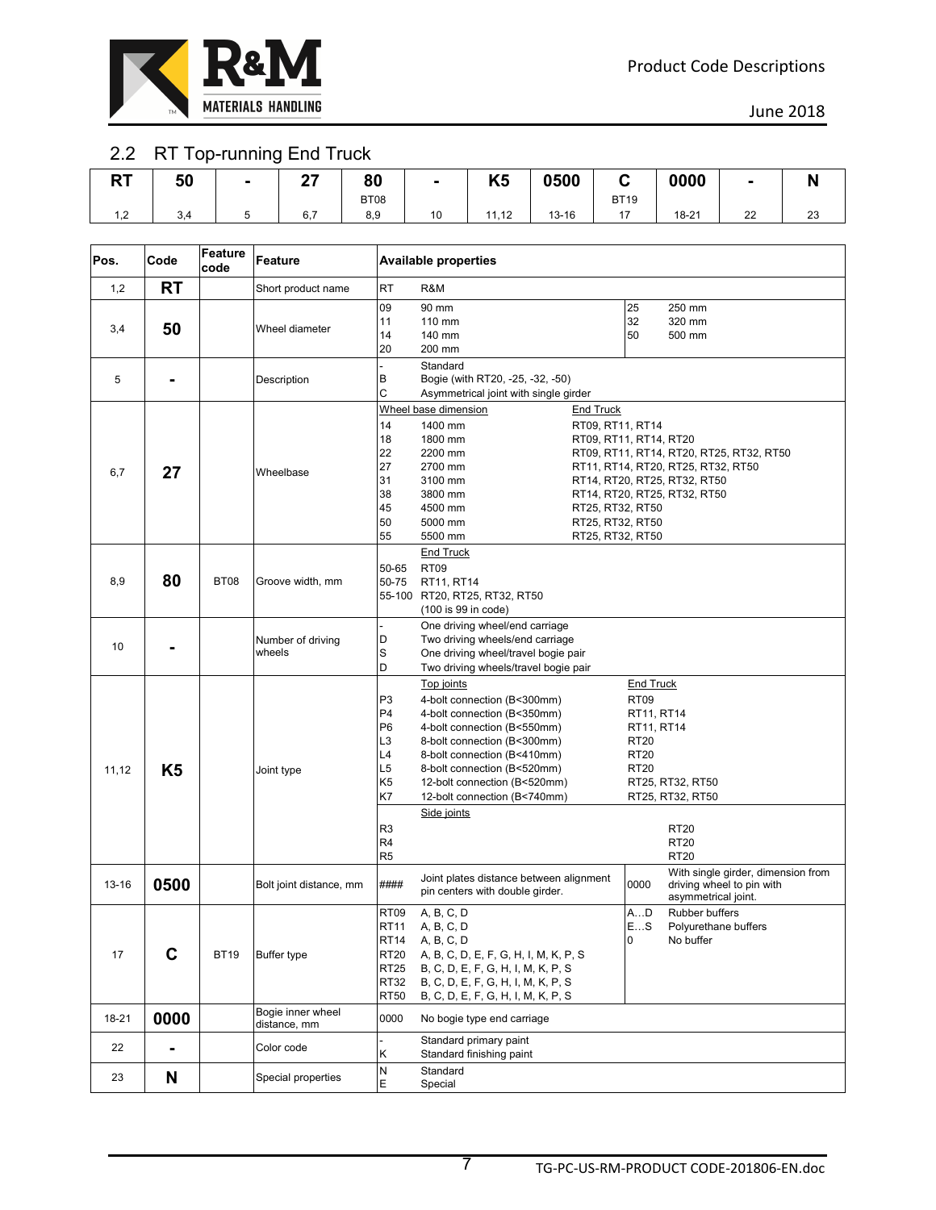## 2.2 RT Top-running End Truck

| RT | 50 | - | 27 | 80 | - | K5 | 0500 | C | 0000 | - | N |
|---|---|---|---|---|---|---|---|---|---|---|---|
| | | | | BT08 | | | | BT19 | | | |
| 1,2 | 3,4 | 5 | 6,7 | 8,9 | 10 | 11,12 | 13-16 | 17 | 18-21 | 22 | 23 |

| Pos. | Code | Feature code | Feature | Available properties |
|---|---|---|---|---|
| 1,2 | **RT** | | Short product name | RT R&M |
| 3,4 | **50** | | Wheel diameter | 09 90 mm<br>11 110 mm<br>14 140 mm<br>20 200 mm<br>25 250 mm<br>32 320 mm<br>50 500 mm |
| 5 | **-** | | Description | - Standard<br>B Bogie (with RT20, -25, -32, -50)<br>C Asymmetrical joint with single girder |
| 6,7 | **27** | | Wheelbase | Wheel base dimension / End Truck<br>14 1400 mm RT09, RT11, RT14<br>18 1800 mm RT09, RT11, RT14, RT20<br>22 2200 mm RT09, RT11, RT14, RT20, RT25, RT32, RT50<br>27 2700 mm RT11, RT14, RT20, RT25, RT32, RT50<br>31 3100 mm RT14, RT20, RT25, RT32, RT50<br>38 3800 mm RT14, RT20, RT25, RT32, RT50<br>45 4500 mm RT25, RT32, RT50<br>50 5000 mm RT25, RT32, RT50<br>55 5500 mm RT25, RT32, RT50 |
| 8,9 | **80** | BT08 | Groove width, mm | End Truck<br>50-65 RT09<br>50-75 RT11, RT14<br>55-100 RT20, RT25, RT32, RT50<br>(100 is 99 in code) |
| 10 | **-** | | Number of driving wheels | - One driving wheel/end carriage<br>D Two driving wheels/end carriage<br>S One driving wheel/travel bogie pair<br>D Two driving wheels/travel bogie pair |
| 11,12 | **K5** | | Joint type | Top joints / End Truck<br>P3 4-bolt connection (B<300mm) RT09<br>P4 4-bolt connection (B<350mm) RT11, RT14<br>P6 4-bolt connection (B<550mm) RT11, RT14<br>L3 8-bolt connection (B<300mm) RT20<br>L4 8-bolt connection (B<410mm) RT20<br>L5 8-bolt connection (B<520mm) RT20<br>K5 12-bolt connection (B<520mm) RT25, RT32, RT50<br>K7 12-bolt connection (B<740mm) RT25, RT32, RT50<br>Side joints<br>R3 RT20<br>R4 RT20<br>R5 RT20 |
| 13-16 | **0500** | | Bolt joint distance, mm | #### Joint plates distance between alignment pin centers with double girder.<br>0000 With single girder, dimension from driving wheel to pin with asymmetrical joint. |
| 17 | **C** | BT19 | Buffer type | RT09 A, B, C, D<br>RT11 A, B, C, D<br>RT14 A, B, C, D<br>RT20 A, B, C, D, E, F, G, H, I, M, K, P, S<br>RT25 B, C, D, E, F, G, H, I, M, K, P, S<br>RT32 B, C, D, E, F, G, H, I, M, K, P, S<br>RT50 B, C, D, E, F, G, H, I, M, K, P, S<br>A…D Rubber buffers<br>E…S Polyurethane buffers<br>0 No buffer |
| 18-21 | **0000** | | Bogie inner wheel distance, mm | 0000 No bogie type end carriage |
| 22 | **-** | | Color code | - Standard primary paint<br>K Standard finishing paint |
| 23 | **N** | | Special properties | N Standard<br>E Special |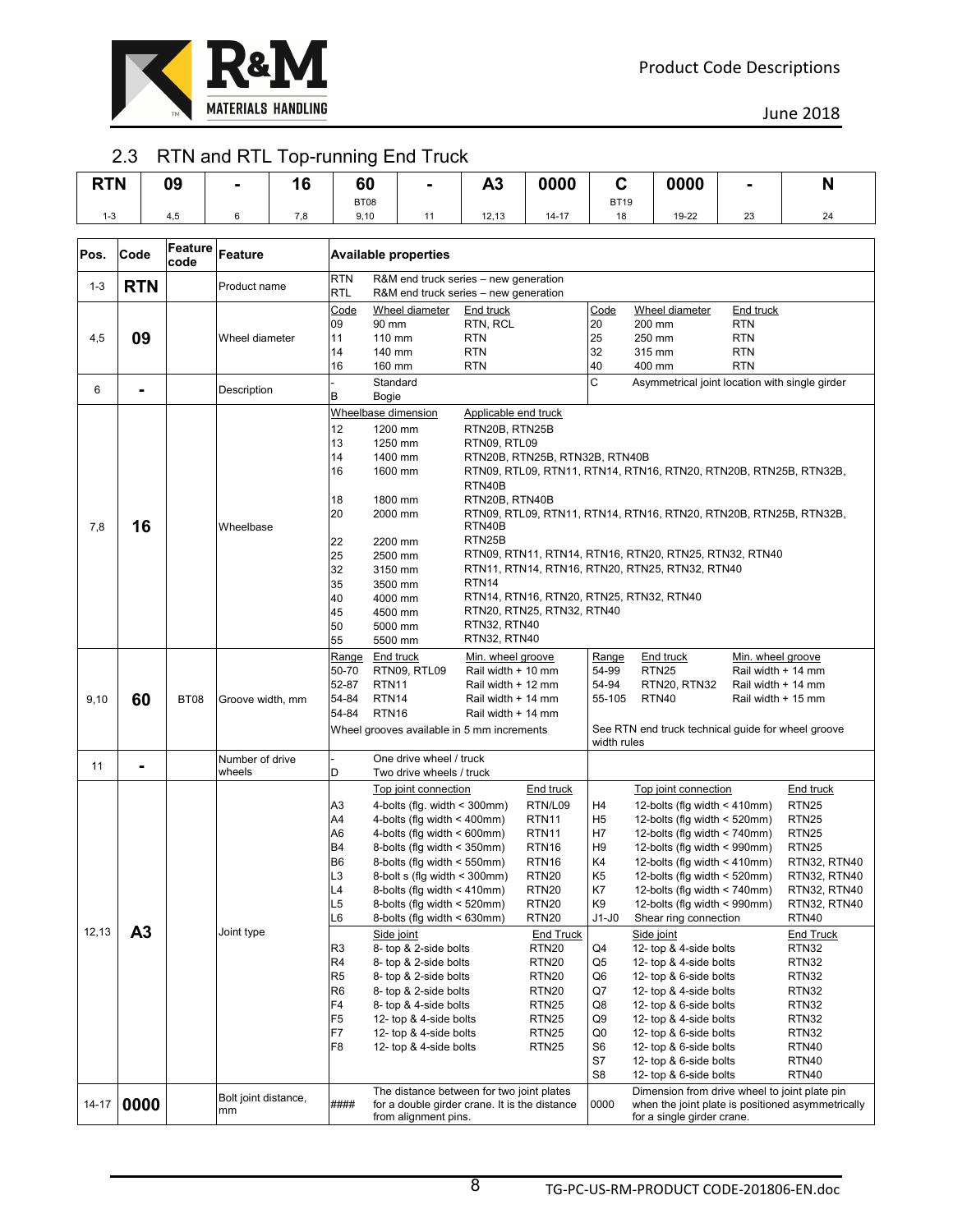## 2.3 RTN and RTL Top-running End Truck

| RTN | 09 | - | 16 | 60 | - | A3 | 0000 | C | 0000 | - | N |
|---|---|---|---|---|---|---|---|---|---|---|---|
| | | | | BT08 | | | | BT19 | | | |
| 1-3 | 4,5 | 6 | 7,8 | 9,10 | 11 | 12,13 | 14-17 | 18 | 19-22 | 23 | 24 |

| Pos. | Code | Feature code | Feature | Available properties |
|---|---|---|---|---|
| 1-3 | **RTN** | | Product name | RTN R&M end truck series – new generation<br>RTL R&M end truck series – new generation |
| 4,5 | **09** | | Wheel diameter | Code / Wheel diameter / End truck:<br>09 90 mm RTN, RCL<br>11 110 mm RTN<br>14 140 mm RTN<br>16 160 mm RTN<br>20 200 mm RTN<br>25 250 mm RTN<br>32 315 mm RTN<br>40 400 mm RTN |
| 6 | **-** | | Description | - Standard<br>B Bogie<br>C Asymmetrical joint location with single girder |
| 7,8 | **16** | | Wheelbase | Wheelbase dimension / Applicable end truck:<br>12 1200 mm RTN20B, RTN25B<br>13 1250 mm RTN09, RTL09<br>14 1400 mm RTN20B, RTN25B, RTN32B, RTN40B<br>16 1600 mm RTN09, RTL09, RTN11, RTN14, RTN16, RTN20, RTN20B, RTN25B, RTN32B, RTN40B<br>18 1800 mm RTN20B, RTN40B<br>20 2000 mm RTN09, RTL09, RTN11, RTN14, RTN16, RTN20, RTN20B, RTN25B, RTN32B, RTN40B<br>22 2200 mm RTN25B<br>25 2500 mm RTN09, RTN11, RTN14, RTN16, RTN20, RTN25, RTN32, RTN40<br>32 3150 mm RTN11, RTN14, RTN16, RTN20, RTN25, RTN32, RTN40<br>35 3500 mm RTN14<br>40 4000 mm RTN14, RTN16, RTN20, RTN25, RTN32, RTN40<br>45 4500 mm RTN20, RTN25, RTN32, RTN40<br>50 5000 mm RTN32, RTN40<br>55 5500 mm RTN32, RTN40 |
| 9,10 | **60** | BT08 | Groove width, mm | Range / End truck / Min. wheel groove:<br>50-70 RTN09, RTL09 Rail width + 10 mm<br>52-87 RTN11 Rail width + 12 mm<br>54-84 RTN14 Rail width + 14 mm<br>54-84 RTN16 Rail width + 14 mm<br>54-99 RTN25 Rail width + 14 mm<br>54-94 RTN20, RTN32 Rail width + 14 mm<br>55-105 RTN40 Rail width + 15 mm<br>Wheel grooves available in 5 mm increments<br>See RTN end truck technical guide for wheel groove width rules |
| 11 | **-** | | Number of drive wheels | - One drive wheel / truck<br>D Two drive wheels / truck |
| 12,13 | **A3** | | Joint type | Top joint connection / End truck:<br>A3 4-bolts (flg. width < 300mm) RTN/L09<br>A4 4-bolts (flg width < 400mm) RTN11<br>A6 4-bolts (flg width < 600mm) RTN11<br>B4 8-bolts (flg width < 350mm) RTN16<br>B6 8-bolts (flg width < 550mm) RTN16<br>L3 8-bolt s (flg width < 300mm) RTN20<br>L4 8-bolts (flg width < 410mm) RTN20<br>L5 8-bolts (flg width < 520mm) RTN20<br>L6 8-bolts (flg width < 630mm) RTN20<br>H4 12-bolts (flg width < 410mm) RTN25<br>H5 12-bolts (flg width < 520mm) RTN25<br>H7 12-bolts (flg width < 740mm) RTN25<br>H9 12-bolts (flg width < 990mm) RTN25<br>K4 12-bolts (flg width < 410mm) RTN32, RTN40<br>K5 12-bolts (flg width < 520mm) RTN32, RTN40<br>K7 12-bolts (flg width < 740mm) RTN32, RTN40<br>K9 12-bolts (flg width < 990mm) RTN32, RTN40<br>J1-J0 Shear ring connection RTN40<br>Side joint / End Truck:<br>R3 8- top & 2-side bolts RTN20<br>R4 8- top & 2-side bolts RTN20<br>R5 8- top & 2-side bolts RTN20<br>R6 8- top & 2-side bolts RTN20<br>F4 8- top & 4-side bolts RTN25<br>F5 12- top & 4-side bolts RTN25<br>F7 12- top & 4-side bolts RTN25<br>F8 12- top & 4-side bolts RTN25<br>Q4 12- top & 4-side bolts RTN32<br>Q5 12- top & 4-side bolts RTN32<br>Q6 12- top & 6-side bolts RTN32<br>Q7 12- top & 4-side bolts RTN32<br>Q8 12- top & 6-side bolts RTN32<br>Q9 12- top & 4-side bolts RTN32<br>Q0 12- top & 6-side bolts RTN32<br>S6 12- top & 6-side bolts RTN40<br>S7 12- top & 6-side bolts RTN40<br>S8 12- top & 6-side bolts RTN40 |
| 14-17 | **0000** | | Bolt joint distance, mm | #### The distance between for two joint plates for a double girder crane. It is the distance from alignment pins.<br>0000 Dimension from drive wheel to joint plate pin when the joint plate is positioned asymmetrically for a single girder crane. |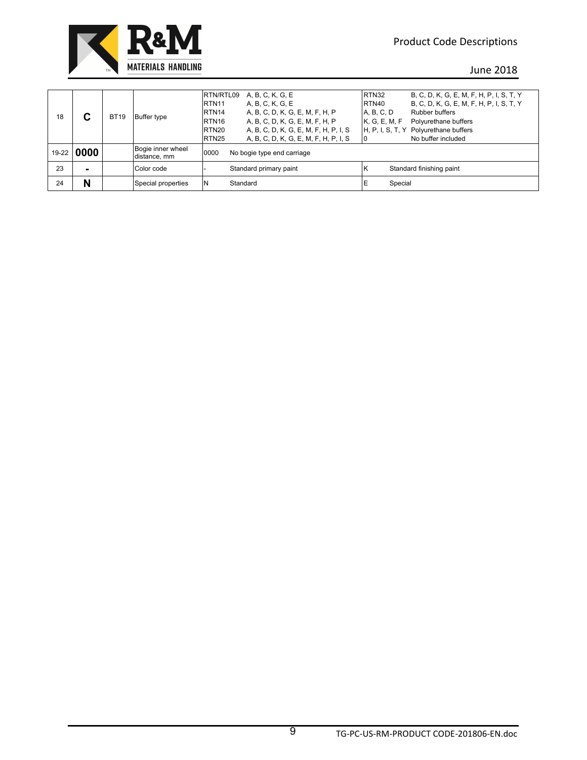| 18 | **C** | BT19 | Buffer type | RTN/RTL09 A, B, C, K, G, E<br>RTN11 A, B, C, K, G, E<br>RTN14 A, B, C, D, K, G, E, M, F, H, P<br>RTN16 A, B, C, D, K, G, E, M, F, H, P<br>RTN20 A, B, C, D, K, G, E, M, F, H, P, I, S<br>RTN25 A, B, C, D, K, G, E, M, F, H, P, I, S | RTN32 B, C, D, K, G, E, M, F, H, P, I, S, T, Y<br>RTN40 B, C, D, K, G, E, M, F, H, P, I, S, T, Y<br>A, B, C, D Rubber buffers<br>K, G, E, M, F Polyurethane buffers<br>H, P, I, S, T, Y Polyurethane buffers<br>0 No buffer included |
|---|---|---|---|---|---|
| 19-22 | **0000** | | Bogie inner wheel distance, mm | 0000 No bogie type end carriage | |
| 23 | **-** | | Color code | - Standard primary paint | K Standard finishing paint |
| 24 | **N** | | Special properties | N Standard | E Special |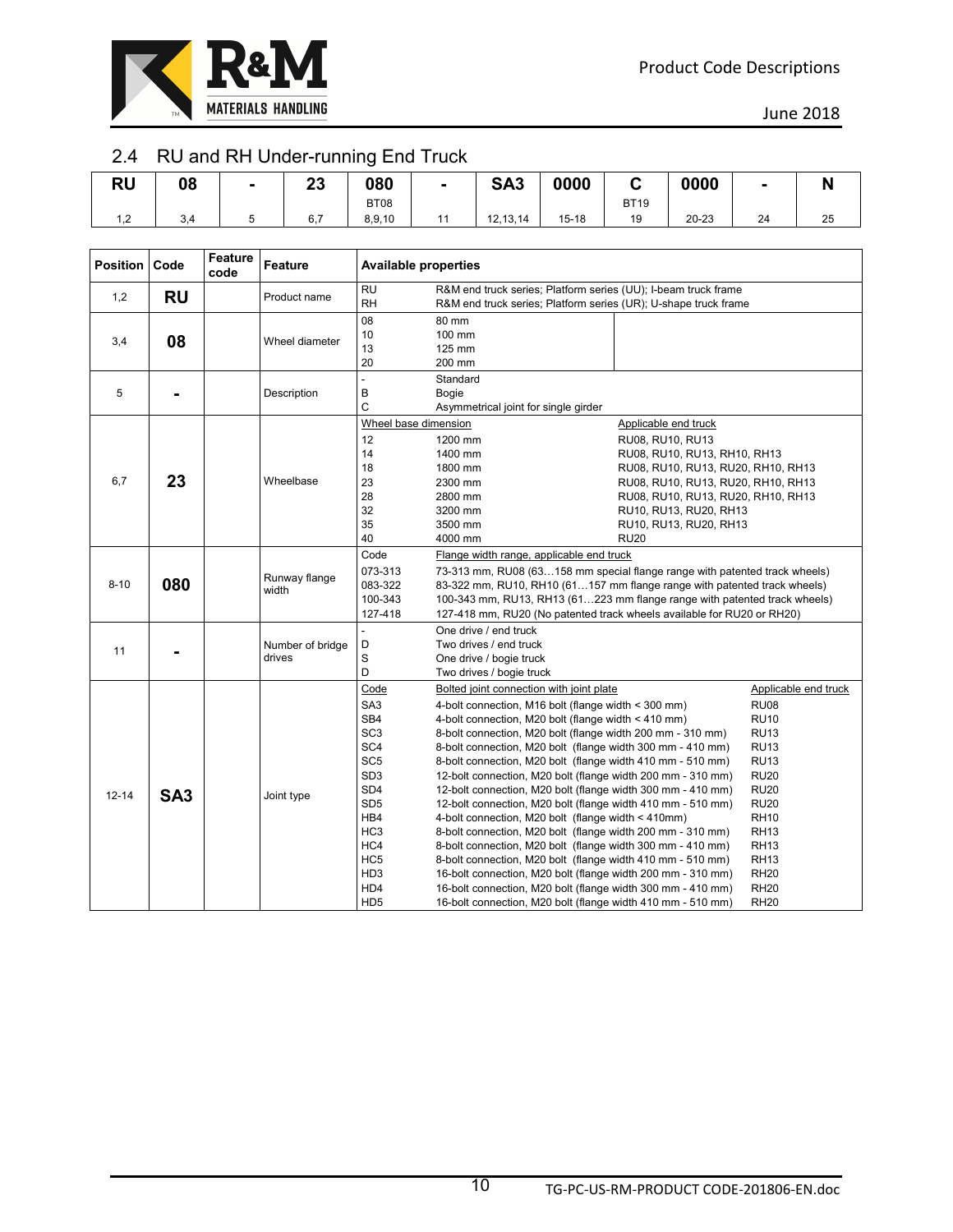## 2.4 RU and RH Under-running End Truck

| RU | 08 | - | 23 | 080<br>BT08 | - | SA3 | 0000 | C<br>BT19 | 0000 | - | N |
|---|---|---|---|---|---|---|---|---|---|---|---|
| 1,2 | 3,4 | 5 | 6,7 | 8,9,10 | 11 | 12,13,14 | 15-18 | 19 | 20-23 | 24 | 25 |

| Position | Code | Feature code | Feature | Available properties | | |
|---|---|---|---|---|---|---|
| 1,2 | **RU** | | Product name | RU | R&M end truck series; Platform series (UU); I-beam truck frame | |
| | | | | RH | R&M end truck series; Platform series (UR); U-shape truck frame | |
| 3,4 | **08** | | Wheel diameter | 08 | 80 mm | |
| | | | | 10 | 100 mm | |
| | | | | 13 | 125 mm | |
| | | | | 20 | 200 mm | |
| 5 | **-** | | Description | - | Standard | |
| | | | | B | Bogie | |
| | | | | C | Asymmetrical joint for single girder | |
| 6,7 | **23** | | Wheelbase | Wheel base dimension | | Applicable end truck |
| | | | | 12 | 1200 mm | RU08, RU10, RU13 |
| | | | | 14 | 1400 mm | RU08, RU10, RU13, RH10, RH13 |
| | | | | 18 | 1800 mm | RU08, RU10, RU13, RU20, RH10, RH13 |
| | | | | 23 | 2300 mm | RU08, RU10, RU13, RU20, RH10, RH13 |
| | | | | 28 | 2800 mm | RU08, RU10, RU13, RU20, RH10, RH13 |
| | | | | 32 | 3200 mm | RU10, RU13, RU20, RH13 |
| | | | | 35 | 3500 mm | RU10, RU13, RU20, RH13 |
| | | | | 40 | 4000 mm | RU20 |
| 8-10 | **080** | | Runway flange width | Code | Flange width range, applicable end truck | |
| | | | | 073-313 | 73-313 mm, RU08 (63…158 mm special flange range with patented track wheels) | |
| | | | | 083-322 | 83-322 mm, RU10, RH10 (61…157 mm flange range with patented track wheels) | |
| | | | | 100-343 | 100-343 mm, RU13, RH13 (61…223 mm flange range with patented track wheels) | |
| | | | | 127-418 | 127-418 mm, RU20 (No patented track wheels available for RU20 or RH20) | |
| 11 | **-** | | Number of bridge drives | - | One drive / end truck | |
| | | | | D | Two drives / end truck | |
| | | | | S | One drive / bogie truck | |
| | | | | D | Two drives / bogie truck | |
| 12-14 | **SA3** | | Joint type | Code | Bolted joint connection with joint plate | Applicable end truck |
| | | | | SA3 | 4-bolt connection, M16 bolt (flange width < 300 mm) | RU08 |
| | | | | SB4 | 4-bolt connection, M20 bolt (flange width < 410 mm) | RU10 |
| | | | | SC3 | 8-bolt connection, M20 bolt (flange width 200 mm - 310 mm) | RU13 |
| | | | | SC4 | 8-bolt connection, M20 bolt (flange width 300 mm - 410 mm) | RU13 |
| | | | | SC5 | 8-bolt connection, M20 bolt (flange width 410 mm - 510 mm) | RU13 |
| | | | | SD3 | 12-bolt connection, M20 bolt (flange width 200 mm - 310 mm) | RU20 |
| | | | | SD4 | 12-bolt connection, M20 bolt (flange width 300 mm - 410 mm) | RU20 |
| | | | | SD5 | 12-bolt connection, M20 bolt (flange width 410 mm - 510 mm) | RU20 |
| | | | | HB4 | 4-bolt connection, M20 bolt (flange width < 410mm) | RH10 |
| | | | | HC3 | 8-bolt connection, M20 bolt (flange width 200 mm - 310 mm) | RH13 |
| | | | | HC4 | 8-bolt connection, M20 bolt (flange width 300 mm - 410 mm) | RH13 |
| | | | | HC5 | 8-bolt connection, M20 bolt (flange width 410 mm - 510 mm) | RH13 |
| | | | | HD3 | 16-bolt connection, M20 bolt (flange width 200 mm - 310 mm) | RH20 |
| | | | | HD4 | 16-bolt connection, M20 bolt (flange width 300 mm - 410 mm) | RH20 |
| | | | | HD5 | 16-bolt connection, M20 bolt (flange width 410 mm - 510 mm) | RH20 |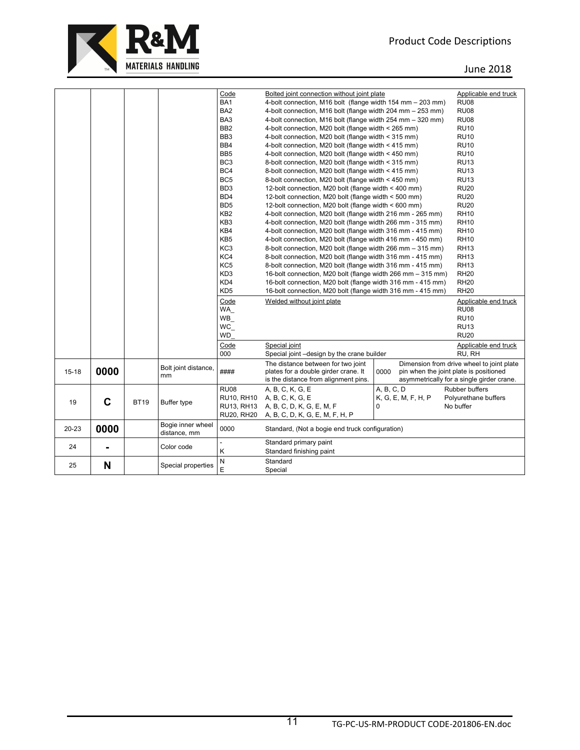| | | | | | | | |
|---|---|---|---|---|---|---|---|
| | | | | Code | Bolted joint connection without joint plate | | Applicable end truck |
| | | | | BA1 | 4-bolt connection, M16 bolt (flange width 154 mm – 203 mm) | | RU08 |
| | | | | BA2 | 4-bolt connection, M16 bolt (flange width 204 mm – 253 mm) | | RU08 |
| | | | | BA3 | 4-bolt connection, M16 bolt (flange width 254 mm – 320 mm) | | RU08 |
| | | | | BB2 | 4-bolt connection, M20 bolt (flange width < 265 mm) | | RU10 |
| | | | | BB3 | 4-bolt connection, M20 bolt (flange width < 315 mm) | | RU10 |
| | | | | BB4 | 4-bolt connection, M20 bolt (flange width < 415 mm) | | RU10 |
| | | | | BB5 | 4-bolt connection, M20 bolt (flange width < 450 mm) | | RU10 |
| | | | | BC3 | 8-bolt connection, M20 bolt (flange width < 315 mm) | | RU13 |
| | | | | BC4 | 8-bolt connection, M20 bolt (flange width < 415 mm) | | RU13 |
| | | | | BC5 | 8-bolt connection, M20 bolt (flange width < 450 mm) | | RU13 |
| | | | | BD3 | 12-bolt connection, M20 bolt (flange width < 400 mm) | | RU20 |
| | | | | BD4 | 12-bolt connection, M20 bolt (flange width < 500 mm) | | RU20 |
| | | | | BD5 | 12-bolt connection, M20 bolt (flange width < 600 mm) | | RU20 |
| | | | | KB2 | 4-bolt connection, M20 bolt (flange width 216 mm - 265 mm) | | RH10 |
| | | | | KB3 | 4-bolt connection, M20 bolt (flange width 266 mm - 315 mm) | | RH10 |
| | | | | KB4 | 4-bolt connection, M20 bolt (flange width 316 mm - 415 mm) | | RH10 |
| | | | | KB5 | 4-bolt connection, M20 bolt (flange width 416 mm - 450 mm) | | RH10 |
| | | | | KC3 | 8-bolt connection, M20 bolt (flange width 266 mm – 315 mm) | | RH13 |
| | | | | KC4 | 8-bolt connection, M20 bolt (flange width 316 mm - 415 mm) | | RH13 |
| | | | | KC5 | 8-bolt connection, M20 bolt (flange width 316 mm - 415 mm) | | RH13 |
| | | | | KD3 | 16-bolt connection, M20 bolt (flange width 266 mm – 315 mm) | | RH20 |
| | | | | KD4 | 16-bolt connection, M20 bolt (flange width 316 mm - 415 mm) | | RH20 |
| | | | | KD5 | 16-bolt connection, M20 bolt (flange width 316 mm - 415 mm) | | RH20 |
| | | | | Code | Welded without joint plate | | Applicable end truck |
| | | | | WA_ | | | RU08 |
| | | | | WB_ | | | RU10 |
| | | | | WC_ | | | RU13 |
| | | | | WD_ | | | RU20 |
| | | | | Code | Special joint | | Applicable end truck |
| | | | | 000 | Special joint –design by the crane builder | | RU, RH |
| 15-18 | **0000** | | Bolt joint distance, mm | #### | The distance between for two joint plates for a double girder crane. It is the distance from alignment pins. | 0000 | Dimension from drive wheel to joint plate pin when the joint plate is positioned asymmetrically for a single girder crane. |
| 19 | **C** | BT19 | Buffer type | RU08<br>RU10, RH10<br>RU13, RH13<br>RU20, RH20 | A, B, C, K, G, E<br>A, B, C, K, G, E<br>A, B, C, D, K, G, E, M, F<br>A, B, C, D, K, G, E, M, F, H, P | A, B, C, D<br>K, G, E, M, F, H, P<br>0 | Rubber buffers<br>Polyurethane buffers<br>No buffer |
| 20-23 | **0000** | | Bogie inner wheel distance, mm | 0000 | Standard, (Not a bogie end truck configuration) | | |
| 24 | **-** | | Color code | -<br>K | Standard primary paint<br>Standard finishing paint | | |
| 25 | **N** | | Special properties | N<br>E | Standard<br>Special | | |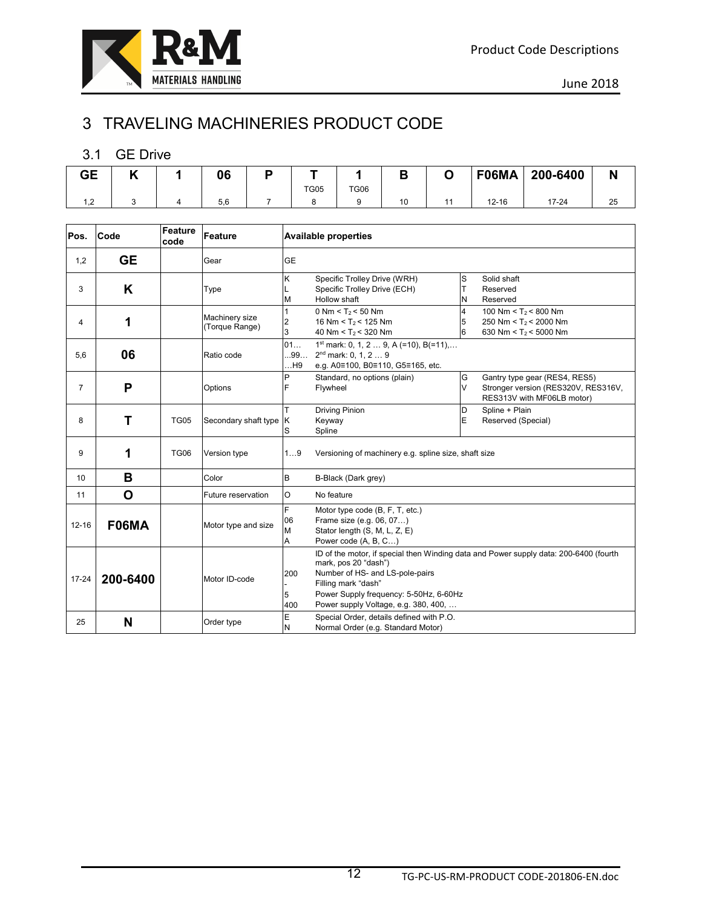// 3 TRAVELING MACHINERIES PRODUCT CODE

## 3.1 GE Drive

| GE | K | 1 | 06 | P | T | 1 | B | O | F06MA | 200-6400 | N |
|---|---|---|---|---|---|---|---|---|---|---|---|
| | | | | | TG05 | TG06 | | | | | |
| 1,2 | 3 | 4 | 5,6 | 7 | 8 | 9 | 10 | 11 | 12-16 | 17-24 | 25 |

| Pos. | Code | Feature code | Feature | Available properties | | | |
|---|---|---|---|---|---|---|---|
| 1,2 | **GE** | | Gear | GE | | | |
| 3 | **K** | | Type | K<br>L<br>M | Specific Trolley Drive (WRH)<br>Specific Trolley Drive (ECH)<br>Hollow shaft | S<br>T<br>N | Solid shaft<br>Reserved<br>Reserved |
| 4 | **1** | | Machinery size (Torque Range) | 1<br>2<br>3 | 0 Nm < $T_2$ < 50 Nm<br>16 Nm < $T_2$ < 125 Nm<br>40 Nm < $T_2$ < 320 Nm | 4<br>5<br>6 | 100 Nm < $T_2$ < 800 Nm<br>250 Nm < $T_2$ < 2000 Nm<br>630 Nm < $T_2$ < 5000 Nm |
| 5,6 | **06** | | Ratio code | 01…<br>…99…<br>…H9 | 1st mark: 0, 1, 2 … 9, A (=10), B(=11),…<br>2nd mark: 0, 1, 2 … 9<br>e.g. A0≡100, B0≡110, G5≡165, etc. | | |
| 7 | **P** | | Options | P<br>F | Standard, no options (plain)<br>Flywheel | G<br>V | Gantry type gear (RES4, RES5)<br>Stronger version (RES320V, RES316V, RES313V with MF06LB motor) |
| 8 | **T** | TG05 | Secondary shaft type | T<br>K<br>S | Driving Pinion<br>Keyway<br>Spline | D<br>E | Spline + Plain<br>Reserved (Special) |
| 9 | **1** | TG06 | Version type | 1…9 | Versioning of machinery e.g. spline size, shaft size | | |
| 10 | **B** | | Color | B | B-Black (Dark grey) | | |
| 11 | **O** | | Future reservation | O | No feature | | |
| 12-16 | **F06MA** | | Motor type and size | F<br>06<br>M<br>A | Motor type code (B, F, T, etc.)<br>Frame size (e.g. 06, 07…)<br>Stator length (S, M, L, Z, E)<br>Power code (A, B, C…) | | |
| 17-24 | **200-6400** | | Motor ID-code | <br>200<br>-<br>5<br>400 | ID of the motor, if special then Winding data and Power supply data: 200-6400 (fourth mark, pos 20 "dash")<br>Number of HS- and LS-pole-pairs<br>Filling mark "dash"<br>Power Supply frequency: 5-50Hz, 6-60Hz<br>Power supply Voltage, e.g. 380, 400, … | | |
| 25 | **N** | | Order type | E<br>N | Special Order, details defined with P.O.<br>Normal Order (e.g. Standard Motor) | | |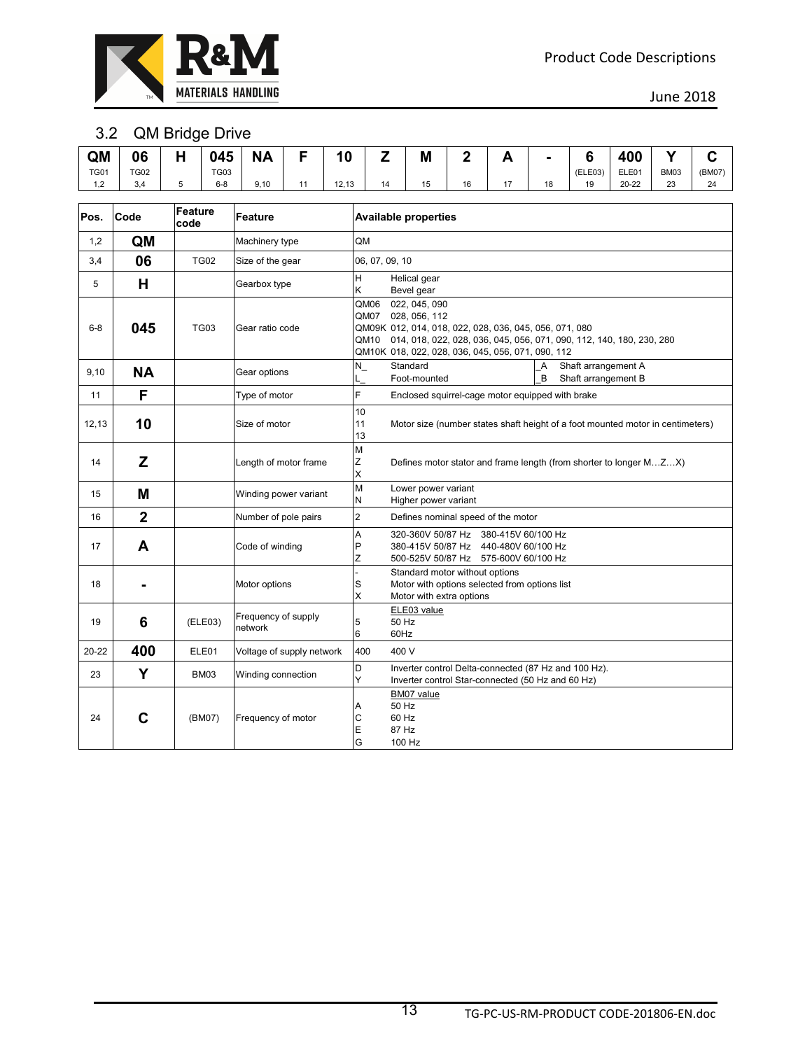## 3.2 QM Bridge Drive

| QM | 06 | H | 045 | NA | F | 10 | Z | M | 2 | A | - | 6 | 400 | Y | C |
|---|---|---|---|---|---|---|---|---|---|---|---|---|---|---|---|
| TG01 | TG02 | | TG03 | | | | | | | | | (ELE03) | ELE01 | BM03 | (BM07) |
| 1,2 | 3,4 | 5 | 6-8 | 9,10 | 11 | 12,13 | 14 | 15 | 16 | 17 | 18 | 19 | 20-22 | 23 | 24 |

| Pos. | Code | Feature code | Feature | Available properties |
|---|---|---|---|---|
| 1,2 | **QM** | | Machinery type | QM |
| 3,4 | **06** | TG02 | Size of the gear | 06, 07, 09, 10 |
| 5 | **H** | | Gearbox type | H Helical gear<br>K Bevel gear |
| 6-8 | **045** | TG03 | Gear ratio code | QM06 022, 045, 090<br>QM07 028, 056, 112<br>QM09K 012, 014, 018, 022, 028, 036, 045, 056, 071, 080<br>QM10 014, 018, 022, 028, 036, 045, 056, 071, 090, 112, 140, 180, 230, 280<br>QM10K 018, 022, 028, 036, 045, 056, 071, 090, 112 |
| 9,10 | **NA** | | Gear options | N_ Standard<br>L_ Foot-mounted<br>_A Shaft arrangement A<br>_B Shaft arrangement B |
| 11 | **F** | | Type of motor | F Enclosed squirrel-cage motor equipped with brake |
| 12,13 | **10** | | Size of motor | 10<br>11<br>13<br>Motor size (number states shaft height of a foot mounted motor in centimeters) |
| 14 | **Z** | | Length of motor frame | M<br>Z<br>X<br>Defines motor stator and frame length (from shorter to longer M…Z…X) |
| 15 | **M** | | Winding power variant | M Lower power variant<br>N Higher power variant |
| 16 | **2** | | Number of pole pairs | 2 Defines nominal speed of the motor |
| 17 | **A** | | Code of winding | A 320-360V 50/87 Hz 380-415V 60/100 Hz<br>P 380-415V 50/87 Hz 440-480V 60/100 Hz<br>Z 500-525V 50/87 Hz 575-600V 60/100 Hz |
| 18 | **-** | | Motor options | - Standard motor without options<br>S Motor with options selected from options list<br>X Motor with extra options |
| 19 | **6** | (ELE03) | Frequency of supply network | ELE03 value<br>5 50 Hz<br>6 60Hz |
| 20-22 | **400** | ELE01 | Voltage of supply network | 400 400 V |
| 23 | **Y** | BM03 | Winding connection | D Inverter control Delta-connected (87 Hz and 100 Hz).<br>Y Inverter control Star-connected (50 Hz and 60 Hz) |
| 24 | **C** | (BM07) | Frequency of motor | BM07 value<br>A 50 Hz<br>C 60 Hz<br>E 87 Hz<br>G 100 Hz |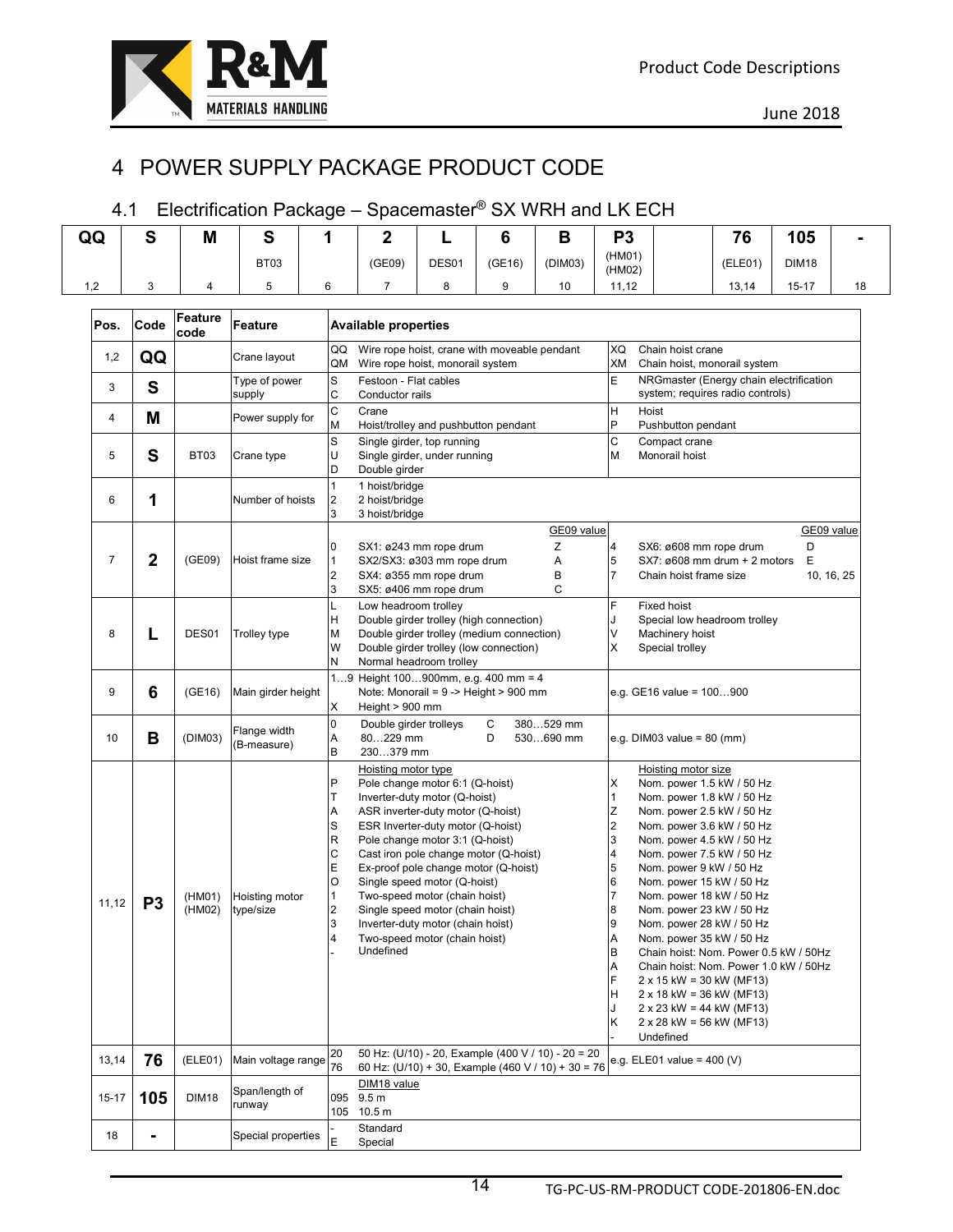# 4 POWER SUPPLY PACKAGE PRODUCT CODE

## 4.1 Electrification Package – Spacemaster® SX WRH and LK ECH

| QQ | S | M | S | 1 | 2 | L | 6 | B | P3 | | 76 | 105 | - |
|---|---|---|---|---|---|---|---|---|---|---|---|---|---|
| | | | BT03 | | (GE09) | DES01 | (GE16) | (DIM03) | (HM01) (HM02) | | (ELE01) | DIM18 | |
| 1,2 | 3 | 4 | 5 | 6 | 7 | 8 | 9 | 10 | 11,12 | | 13,14 | 15-17 | 18 |

| Pos. | Code | Feature code | Feature | Available properties | |
|---|---|---|---|---|---|
| 1,2 | **QQ** | | Crane layout | QQ Wire rope hoist, crane with moveable pendant<br>QM Wire rope hoist, monorail system | XQ Chain hoist crane<br>XM Chain hoist, monorail system |
| 3 | **S** | | Type of power supply | S Festoon - Flat cables<br>C Conductor rails | E NRGmaster (Energy chain electrification system; requires radio controls) |
| 4 | **M** | | Power supply for | C Crane<br>M Hoist/trolley and pushbutton pendant | H Hoist<br>P Pushbutton pendant |
| 5 | **S** | BT03 | Crane type | S Single girder, top running<br>U Single girder, under running<br>D Double girder | C Compact crane<br>M Monorail hoist |
| 6 | **1** | | Number of hoists | 1 1 hoist/bridge<br>2 2 hoist/bridge<br>3 3 hoist/bridge | |
| 7 | **2** | (GE09) | Hoist frame size | GE09 value<br>0 SX1: ø243 mm rope drum — Z<br>1 SX2/SX3: ø303 mm rope drum — A<br>2 SX4: ø355 mm rope drum — B<br>3 SX5: ø406 mm rope drum — C | GE09 value<br>4 SX6: ø608 mm rope drum — D<br>5 SX7: ø608 mm drum + 2 motors — E<br>7 Chain hoist frame size — 10, 16, 25 |
| 8 | **L** | DES01 | Trolley type | L Low headroom trolley<br>H Double girder trolley (high connection)<br>M Double girder trolley (medium connection)<br>W Double girder trolley (low connection)<br>N Normal headroom trolley | F Fixed hoist<br>J Special low headroom trolley<br>V Machinery hoist<br>X Special trolley |
| 9 | **6** | (GE16) | Main girder height | 1…9 Height 100…900mm, e.g. 400 mm = 4<br>Note: Monorail = 9 -> Height > 900 mm<br>X Height > 900 mm | e.g. GE16 value = 100…900 |
| 10 | **B** | (DIM03) | Flange width (B-measure) | 0 Double girder trolleys<br>A 80…229 mm<br>B 230…379 mm<br>C 380…529 mm<br>D 530…690 mm | e.g. DIM03 value = 80 (mm) |
| 11,12 | **P3** | (HM01) (HM02) | Hoisting motor type/size | Hoisting motor type<br>P Pole change motor 6:1 (Q-hoist)<br>T Inverter-duty motor (Q-hoist)<br>A ASR inverter-duty motor (Q-hoist)<br>S ESR Inverter-duty motor (Q-hoist)<br>R Pole change motor 3:1 (Q-hoist)<br>C Cast iron pole change motor (Q-hoist)<br>E Ex-proof pole change motor (Q-hoist)<br>O Single speed motor (Q-hoist)<br>1 Two-speed motor (chain hoist)<br>2 Single speed motor (chain hoist)<br>3 Inverter-duty motor (chain hoist)<br>4 Two-speed motor (chain hoist)<br>- Undefined | Hoisting motor size<br>X Nom. power 1.5 kW / 50 Hz<br>1 Nom. power 1.8 kW / 50 Hz<br>Z Nom. power 2.5 kW / 50 Hz<br>2 Nom. power 3.6 kW / 50 Hz<br>3 Nom. power 4.5 kW / 50 Hz<br>4 Nom. power 7.5 kW / 50 Hz<br>5 Nom. power 9 kW / 50 Hz<br>6 Nom. power 15 kW / 50 Hz<br>7 Nom. power 18 kW / 50 Hz<br>8 Nom. power 23 kW / 50 Hz<br>9 Nom. power 28 kW / 50 Hz<br>A Nom. power 35 kW / 50 Hz<br>B Chain hoist: Nom. Power 0.5 kW / 50Hz<br>A Chain hoist: Nom. Power 1.0 kW / 50Hz<br>F 2 x 15 kW = 30 kW (MF13)<br>H 2 x 18 kW = 36 kW (MF13)<br>J 2 x 23 kW = 44 kW (MF13)<br>K 2 x 28 kW = 56 kW (MF13)<br>- Undefined |
| 13,14 | **76** | (ELE01) | Main voltage range | 20 50 Hz: (U/10) - 20, Example (400 V / 10) - 20 = 20<br>76 60 Hz: (U/10) + 30, Example (460 V / 10) + 30 = 76 | e.g. ELE01 value = 400 (V) |
| 15-17 | **105** | DIM18 | Span/length of runway | DIM18 value<br>095 9.5 m<br>105 10.5 m | |
| 18 | **-** | | Special properties | - Standard<br>E Special | |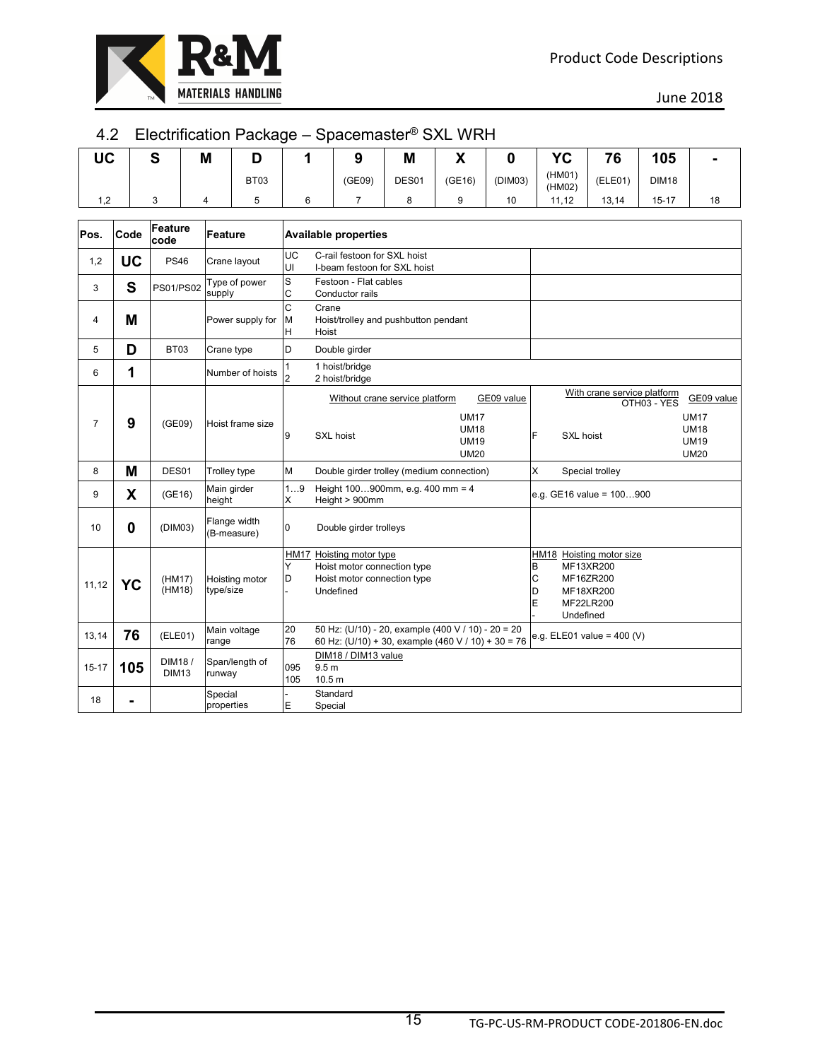## 4.2 Electrification Package – Spacemaster® SXL WRH

| UC | S | M | D | 1 | 9 | M | X | 0 | YC | 76 | 105 | - |
|---|---|---|---|---|---|---|---|---|---|---|---|---|
| | | | BT03 | | (GE09) | DES01 | (GE16) | (DIM03) | (HM01) (HM02) | (ELE01) | DIM18 | |
| 1,2 | 3 | 4 | 5 | 6 | 7 | 8 | 9 | 10 | 11,12 | 13,14 | 15-17 | 18 |

| Pos. | Code | Feature code | Feature | Available properties | |
|---|---|---|---|---|---|
| 1,2 | **UC** | PS46 | Crane layout | UC C-rail festoon for SXL hoist<br>UI I-beam festoon for SXL hoist | |
| 3 | **S** | PS01/PS02 | Type of power supply | S Festoon - Flat cables<br>C Conductor rails | |
| 4 | **M** | | Power supply for | C Crane<br>M Hoist/trolley and pushbutton pendant<br>H Hoist | |
| 5 | **D** | BT03 | Crane type | D Double girder | |
| 6 | **1** | | Number of hoists | 1 1 hoist/bridge<br>2 2 hoist/bridge | |
| 7 | **9** | (GE09) | Hoist frame size | Without crane service platform — GE09 value<br>9 SXL hoist — UM17, UM18, UM19, UM20 | With crane service platform OTH03 - YES — GE09 value<br>F SXL hoist — UM17, UM18, UM19, UM20 |
| 8 | **M** | DES01 | Trolley type | M Double girder trolley (medium connection) | X Special trolley |
| 9 | **X** | (GE16) | Main girder height | 1…9 Height 100…900mm, e.g. 400 mm = 4<br>X Height > 900mm | e.g. GE16 value = 100…900 |
| 10 | **0** | (DIM03) | Flange width (B-measure) | 0 Double girder trolleys | |
| 11,12 | **YC** | (HM17) (HM18) | Hoisting motor type/size | HM17 Hoisting motor type<br>Y Hoist motor connection type<br>D Hoist motor connection type<br>- Undefined | HM18 Hoisting motor size<br>B MF13XR200<br>C MF16ZR200<br>D MF18XR200<br>E MF22LR200<br>- Undefined |
| 13,14 | **76** | (ELE01) | Main voltage range | 20 50 Hz: (U/10) - 20, example (400 V / 10) - 20 = 20<br>76 60 Hz: (U/10) + 30, example (460 V / 10) + 30 = 76 | e.g. ELE01 value = 400 (V) |
| 15-17 | **105** | DIM18 / DIM13 | Span/length of runway | DIM18 / DIM13 value<br>095 9.5 m<br>105 10.5 m | |
| 18 | **-** | | Special properties | - Standard<br>E Special | |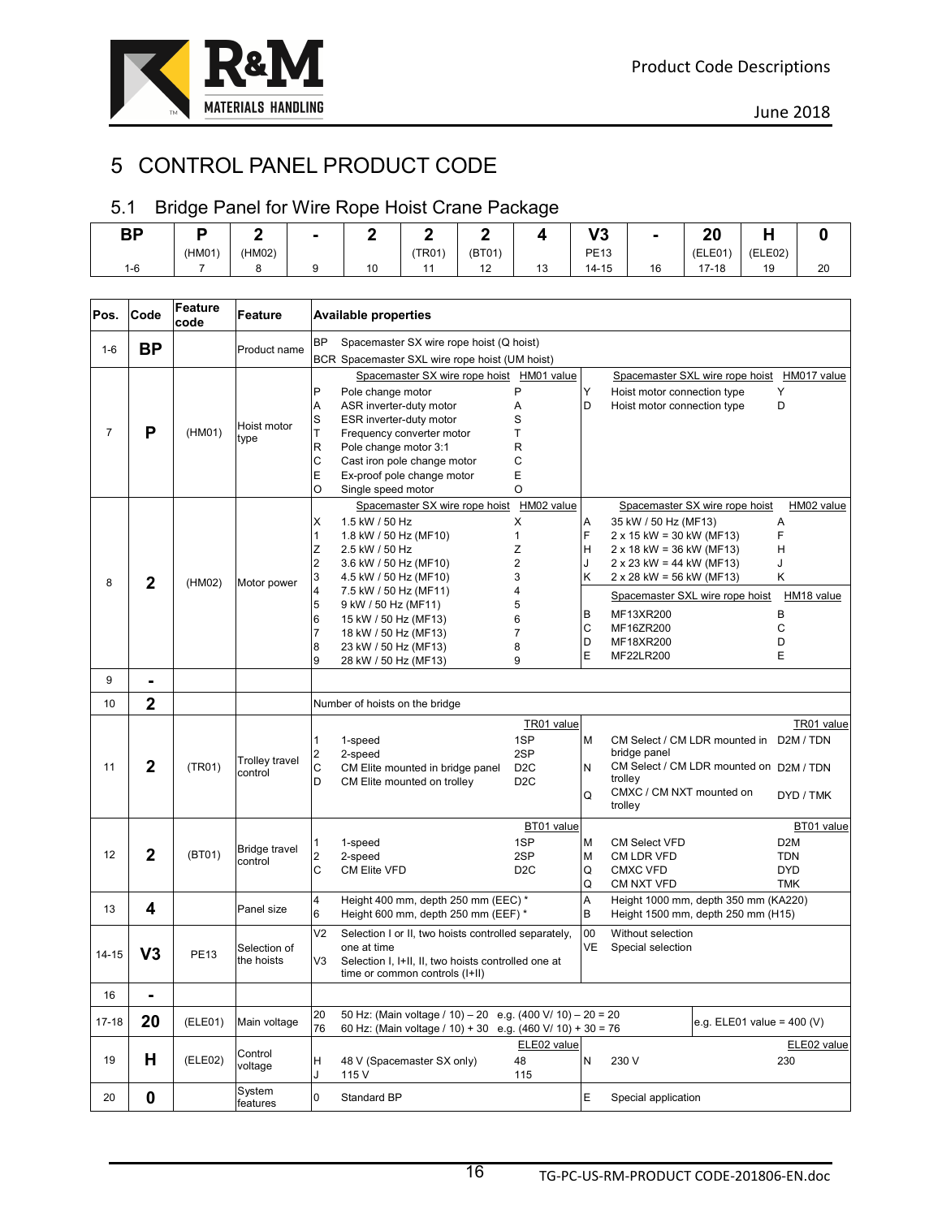# 5 CONTROL PANEL PRODUCT CODE

## 5.1 Bridge Panel for Wire Rope Hoist Crane Package

| BP | P | 2 | - | 2 | 2 | 2 | 4 | V3 | - | 20 | H | 0 |
|---|---|---|---|---|---|---|---|---|---|---|---|---|
| | (HM01) | (HM02) | | | (TR01) | (BT01) | | PE13 | | (ELE01) | (ELE02) | |
| 1-6 | 7 | 8 | 9 | 10 | 11 | 12 | 13 | 14-15 | 16 | 17-18 | 19 | 20 |

| Pos. | Code | Feature code | Feature | Available properties |
|---|---|---|---|---|
| 1-6 | **BP** | | Product name | BP Spacemaster SX wire rope hoist (Q hoist)<br>BCR Spacemaster SXL wire rope hoist (UM hoist) |
| 7 | **P** | (HM01) | Hoist motor type | Spacemaster SX wire rope hoist — HM01 value:<br>P Pole change motor — P<br>A ASR inverter-duty motor — A<br>S ESR inverter-duty motor — S<br>T Frequency converter motor — T<br>R Pole change motor 3:1 — R<br>C Cast iron pole change motor — C<br>E Ex-proof pole change motor — E<br>O Single speed motor — O<br><br>Spacemaster SXL wire rope hoist — HM017 value:<br>Y Hoist motor connection type — Y<br>D Hoist motor connection type — D |
| 8 | **2** | (HM02) | Motor power | Spacemaster SX wire rope hoist — HM02 value:<br>X 1.5 kW / 50 Hz — X<br>1 1.8 kW / 50 Hz (MF10) — 1<br>Z 2.5 kW / 50 Hz — Z<br>2 3.6 kW / 50 Hz (MF10) — 2<br>3 4.5 kW / 50 Hz (MF10) — 3<br>4 7.5 kW / 50 Hz (MF11) — 4<br>5 9 kW / 50 Hz (MF11) — 5<br>6 15 kW / 50 Hz (MF13) — 6<br>7 18 kW / 50 Hz (MF13) — 7<br>8 23 kW / 50 Hz (MF13) — 8<br>9 28 kW / 50 Hz (MF13) — 9<br><br>Spacemaster SX wire rope hoist — HM02 value:<br>A 35 kW / 50 Hz (MF13) — A<br>F 2 x 15 kW = 30 kW (MF13) — F<br>H 2 x 18 kW = 36 kW (MF13) — H<br>J 2 x 23 kW = 44 kW (MF13) — J<br>K 2 x 28 kW = 56 kW (MF13) — K<br><br>Spacemaster SXL wire rope hoist — HM18 value:<br>B MF13XR200 — B<br>C MF16ZR200 — C<br>D MF18XR200 — D<br>E MF22LR200 — E |
| 9 | **-** | | | |
| 10 | **2** | | | Number of hoists on the bridge |
| 11 | **2** | (TR01) | Trolley travel control | TR01 value:<br>1 1-speed — 1SP<br>2 2-speed — 2SP<br>C CM Elite mounted in bridge panel — D2C<br>D CM Elite mounted on trolley — D2C<br>M CM Select / CM LDR mounted in bridge panel — D2M / TDN<br>N CM Select / CM LDR mounted on trolley — D2M / TDN<br>Q CMXC / CM NXT mounted on trolley — DYD / TMK |
| 12 | **2** | (BT01) | Bridge travel control | BT01 value:<br>1 1-speed — 1SP<br>2 2-speed — 2SP<br>C CM Elite VFD — D2C<br>M CM Select VFD — D2M<br>M CM LDR VFD — TDN<br>Q CMXC VFD — DYD<br>Q CM NXT VFD — TMK |
| 13 | **4** | | Panel size | 4 Height 400 mm, depth 250 mm (EEC) *<br>6 Height 600 mm, depth 250 mm (EEF) *<br>A Height 1000 mm, depth 350 mm (KA220)<br>B Height 1500 mm, depth 250 mm (H15) |
| 14-15 | **V3** | PE13 | Selection of the hoists | V2 Selection I or II, two hoists controlled separately, one at time<br>V3 Selection I, I+II, II, two hoists controlled one at time or common controls (I+II)<br>00 Without selection<br>VE Special selection |
| 16 | **-** | | | |
| 17-18 | **20** | (ELE01) | Main voltage | 20 50 Hz: (Main voltage / 10) – 20 e.g. (400 V/ 10) – 20 = 20<br>76 60 Hz: (Main voltage / 10) + 30 e.g. (460 V/ 10) + 30 = 76<br>e.g. ELE01 value = 400 (V) |
| 19 | **H** | (ELE02) | Control voltage | ELE02 value:<br>H 48 V (Spacemaster SX only) — 48<br>J 115 V — 115<br>N 230 V — 230 |
| 20 | **0** | | System features | 0 Standard BP<br>E Special application |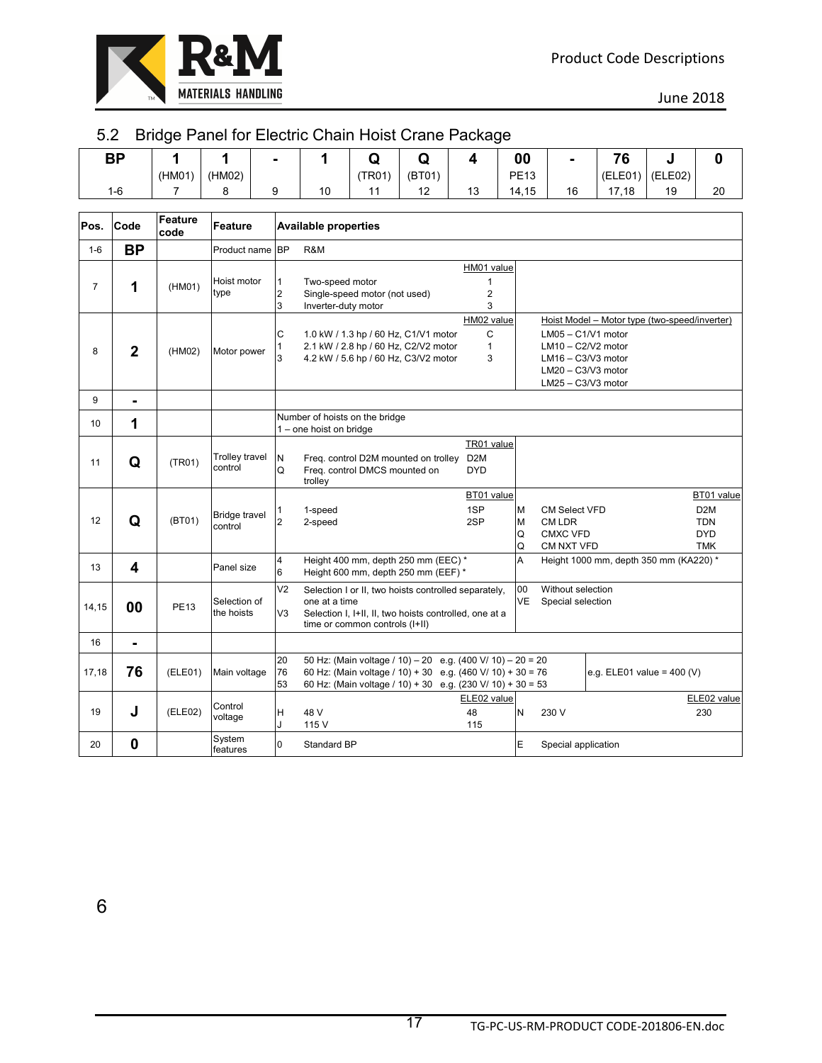## 5.2 Bridge Panel for Electric Chain Hoist Crane Package

| BP | 1 | 1 | - | 1 | Q | Q | 4 | 00 | - | 76 | J | 0 |
|---|---|---|---|---|---|---|---|---|---|---|---|---|
| | (HM01) | (HM02) | | | (TR01) | (BT01) | | PE13 | | (ELE01) | (ELE02) | |
| 1-6 | 7 | 8 | 9 | 10 | 11 | 12 | 13 | 14,15 | 16 | 17,18 | 19 | 20 |

| Pos. | Code | Feature code | Feature | Available properties |
|---|---|---|---|---|
| 1-6 | **BP** | | Product name | BP R&M |
| 7 | **1** | (HM01) | Hoist motor type | HM01 value:<br>1 Two-speed motor — 1<br>2 Single-speed motor (not used) — 2<br>3 Inverter-duty motor — 3 |
| 8 | **2** | (HM02) | Motor power | HM02 value:<br>C 1.0 kW / 1.3 hp / 60 Hz, C1/V1 motor — C<br>1 2.1 kW / 2.8 hp / 60 Hz, C2/V2 motor — 1<br>3 4.2 kW / 5.6 hp / 60 Hz, C3/V2 motor — 3<br>Hoist Model – Motor type (two-speed/inverter):<br>LM05 – C1/V1 motor<br>LM10 – C2/V2 motor<br>LM16 – C3/V3 motor<br>LM20 – C3/V3 motor<br>LM25 – C3/V3 motor |
| 9 | **-** | | | |
| 10 | **1** | | | Number of hoists on the bridge<br>1 – one hoist on bridge |
| 11 | **Q** | (TR01) | Trolley travel control | TR01 value:<br>N Freq. control D2M mounted on trolley — D2M<br>Q Freq. control DMCS mounted on trolley — DYD |
| 12 | **Q** | (BT01) | Bridge travel control | BT01 value:<br>1 1-speed — 1SP<br>2 2-speed — 2SP<br>M CM Select VFD — D2M<br>M CM LDR — TDN<br>Q CMXC VFD — DYD<br>Q CM NXT VFD — TMK |
| 13 | **4** | | Panel size | 4 Height 400 mm, depth 250 mm (EEC) *<br>6 Height 600 mm, depth 250 mm (EEF) *<br>A Height 1000 mm, depth 350 mm (KA220) * |
| 14,15 | **00** | PE13 | Selection of the hoists | V2 Selection I or II, two hoists controlled separately, one at a time<br>V3 Selection I, I+II, II, two hoists controlled, one at a time or common controls (I+II)<br>00 Without selection<br>VE Special selection |
| 16 | **-** | | | |
| 17,18 | **76** | (ELE01) | Main voltage | 20 50 Hz: (Main voltage / 10) – 20 e.g. (400 V/ 10) – 20 = 20<br>76 60 Hz: (Main voltage / 10) + 30 e.g. (460 V/ 10) + 30 = 76<br>53 60 Hz: (Main voltage / 10) + 30 e.g. (230 V/ 10) + 30 = 53<br>e.g. ELE01 value = 400 (V) |
| 19 | **J** | (ELE02) | Control voltage | ELE02 value:<br>H 48 V — 48<br>J 115 V — 115<br>N 230 V — 230 |
| 20 | **0** | | System features | 0 Standard BP<br>E Special application |

6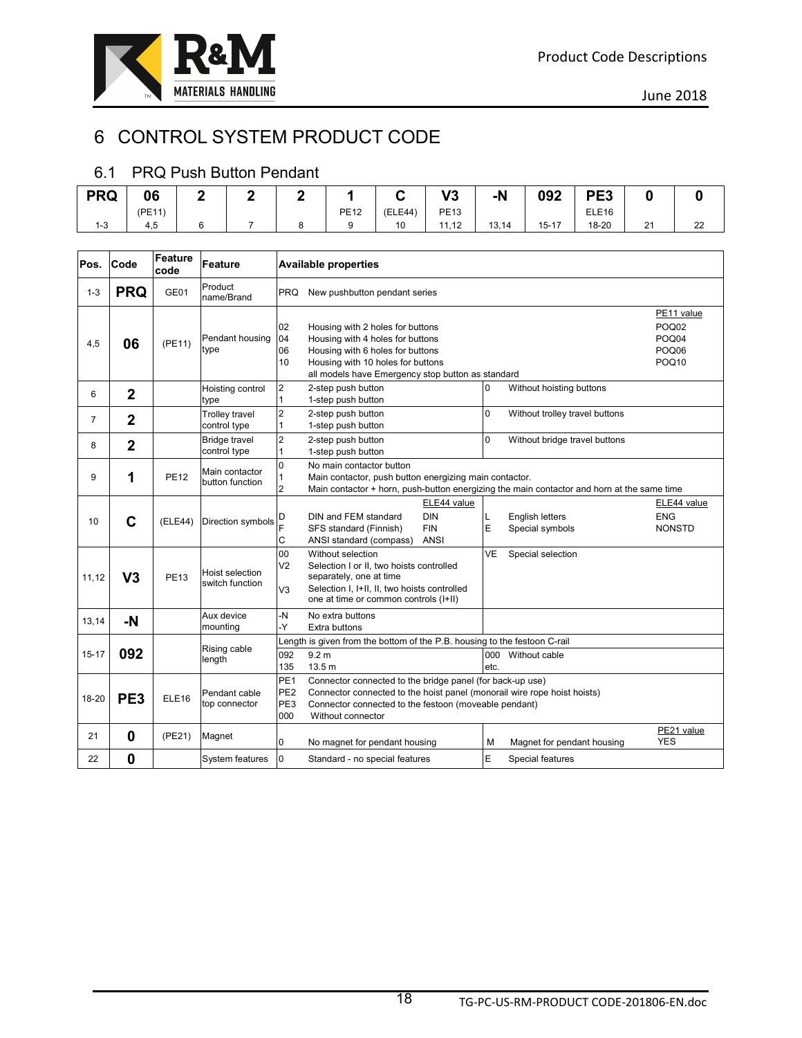# 6 CONTROL SYSTEM PRODUCT CODE

## 6.1 PRQ Push Button Pendant

| PRQ | 06 | 2 | 2 | 2 | 1 | C | V3 | -N | 092 | PE3 | 0 | 0 |
|---|---|---|---|---|---|---|---|---|---|---|---|---|
| | (PE11) | | | | PE12 | (ELE44) | PE13 | | | ELE16 | | |
| 1-3 | 4,5 | 6 | 7 | 8 | 9 | 10 | 11,12 | 13,14 | 15-17 | 18-20 | 21 | 22 |

| Pos. | Code | Feature code | Feature | Available properties |
|---|---|---|---|---|
| 1-3 | **PRQ** | GE01 | Product name/Brand | PRQ New pushbutton pendant series |
| 4,5 | **06** | (PE11) | Pendant housing type | 02 Housing with 2 holes for buttons (PE11 value: POQ02)<br>04 Housing with 4 holes for buttons (PE11 value: POQ04)<br>06 Housing with 6 holes for buttons (PE11 value: POQ06)<br>10 Housing with 10 holes for buttons (PE11 value: POQ10)<br>all models have Emergency stop button as standard |
| 6 | **2** | | Hoisting control type | 2 2-step push button<br>1 1-step push button<br>0 Without hoisting buttons |
| 7 | **2** | | Trolley travel control type | 2 2-step push button<br>1 1-step push button<br>0 Without trolley travel buttons |
| 8 | **2** | | Bridge travel control type | 2 2-step push button<br>1 1-step push button<br>0 Without bridge travel buttons |
| 9 | **1** | PE12 | Main contactor button function | 0 No main contactor button<br>1 Main contactor, push button energizing main contactor.<br>2 Main contactor + horn, push-button energizing the main contactor and horn at the same time |
| 10 | **C** | (ELE44) | Direction symbols | D DIN and FEM standard (ELE44 value: DIN)<br>F SFS standard (Finnish) (ELE44 value: FIN)<br>C ANSI standard (compass) (ELE44 value: ANSI)<br>L English letters (ELE44 value: ENG)<br>E Special symbols (ELE44 value: NONSTD) |
| 11,12 | **V3** | PE13 | Hoist selection switch function | 00 Without selection<br>V2 Selection I or II, two hoists controlled separately, one at time<br>V3 Selection I, I+II, II, two hoists controlled one at time or common controls (I+II)<br>VE Special selection |
| 13,14 | **-N** | | Aux device mounting | -N No extra buttons<br>-Y Extra buttons |
| 15-17 | **092** | | Rising cable length | Length is given from the bottom of the P.B. housing to the festoon C-rail<br>092 9.2 m<br>135 13.5 m<br>000 Without cable<br>etc. |
| 18-20 | **PE3** | ELE16 | Pendant cable top connector | PE1 Connector connected to the bridge panel (for back-up use)<br>PE2 Connector connected to the hoist panel (monorail wire rope hoist hoists)<br>PE3 Connector connected to the festoon (moveable pendant)<br>000 Without connector |
| 21 | **0** | (PE21) | Magnet | 0 No magnet for pendant housing<br>M Magnet for pendant housing (PE21 value: YES) |
| 22 | **0** | | System features | 0 Standard - no special features<br>E Special features |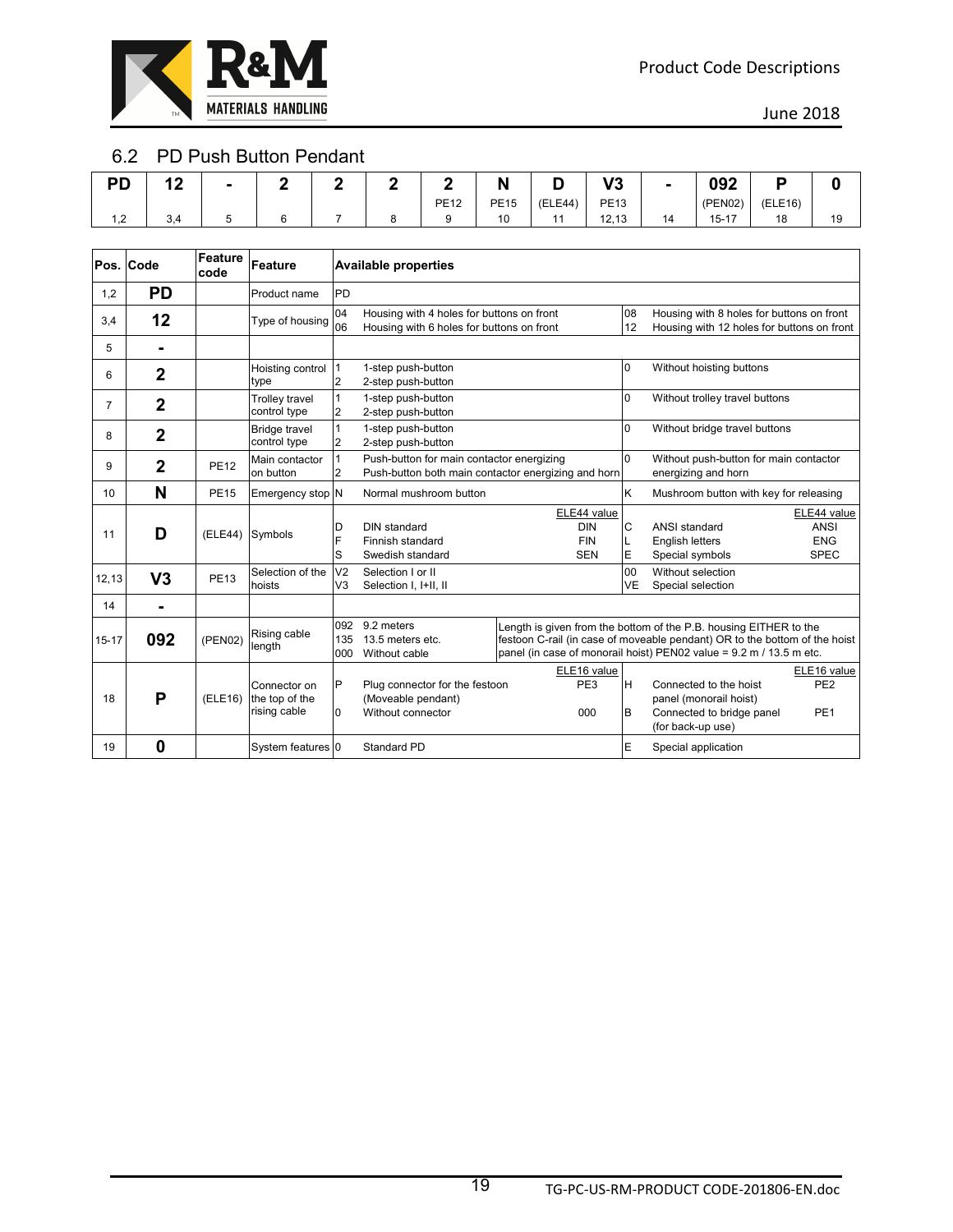## 6.2 PD Push Button Pendant

| PD | 12 | - | 2 | 2 | 2 | 2 | N | D | V3 | - | 092 | P | 0 |
|---|---|---|---|---|---|---|---|---|---|---|---|---|---|
| | | | | | | PE12 | PE15 | (ELE44) | PE13 | | (PEN02) | (ELE16) | |
| 1,2 | 3,4 | 5 | 6 | 7 | 8 | 9 | 10 | 11 | 12,13 | 14 | 15-17 | 18 | 19 |

| Pos. | Code | Feature code | Feature | Available properties | | | | | |
|---|---|---|---|---|---|---|---|---|---|
| 1,2 | **PD** | | Product name | PD | | | | | |
| 3,4 | **12** | | Type of housing | 04<br>06 | Housing with 4 holes for buttons on front<br>Housing with 6 holes for buttons on front | | 08<br>12 | Housing with 8 holes for buttons on front<br>Housing with 12 holes for buttons on front | |
| 5 | **-** | | | | | | | | |
| 6 | **2** | | Hoisting control type | 1<br>2 | 1-step push-button<br>2-step push-button | | 0 | Without hoisting buttons | |
| 7 | **2** | | Trolley travel control type | 1<br>2 | 1-step push-button<br>2-step push-button | | 0 | Without trolley travel buttons | |
| 8 | **2** | | Bridge travel control type | 1<br>2 | 1-step push-button<br>2-step push-button | | 0 | Without bridge travel buttons | |
| 9 | **2** | PE12 | Main contactor on button | 1<br>2 | Push-button for main contactor energizing<br>Push-button both main contactor energizing and horn | | 0 | Without push-button for main contactor energizing and horn | |
| 10 | **N** | PE15 | Emergency stop | N | Normal mushroom button | | K | Mushroom button with key for releasing | |
| 11 | **D** | (ELE44) | Symbols | D<br>F<br>S | DIN standard<br>Finnish standard<br>Swedish standard | ELE44 value<br>DIN<br>FIN<br>SEN | C<br>L<br>E | ANSI standard<br>English letters<br>Special symbols | ELE44 value<br>ANSI<br>ENG<br>SPEC |
| 12,13 | **V3** | PE13 | Selection of the hoists | V2<br>V3 | Selection I or II<br>Selection I, I+II, II | | 00<br>VE | Without selection<br>Special selection | |
| 14 | **-** | | | | | | | | |
| 15-17 | **092** | (PEN02) | Rising cable length | 092<br>135<br>000 | 9.2 meters<br>13.5 meters etc.<br>Without cable | Length is given from the bottom of the P.B. housing EITHER to the festoon C-rail (in case of moveable pendant) OR to the bottom of the hoist panel (in case of monorail hoist) PEN02 value = 9.2 m / 13.5 m etc. | | | |
| 18 | **P** | (ELE16) | Connector on the top of the rising cable | P<br><br>0 | Plug connector for the festoon (Moveable pendant)<br>Without connector | ELE16 value<br>PE3<br><br>000 | H<br><br>B | Connected to the hoist panel (monorail hoist)<br>Connected to bridge panel (for back-up use) | ELE16 value<br>PE2<br><br>PE1 |
| 19 | **0** | | System features | 0 | Standard PD | | E | Special application | |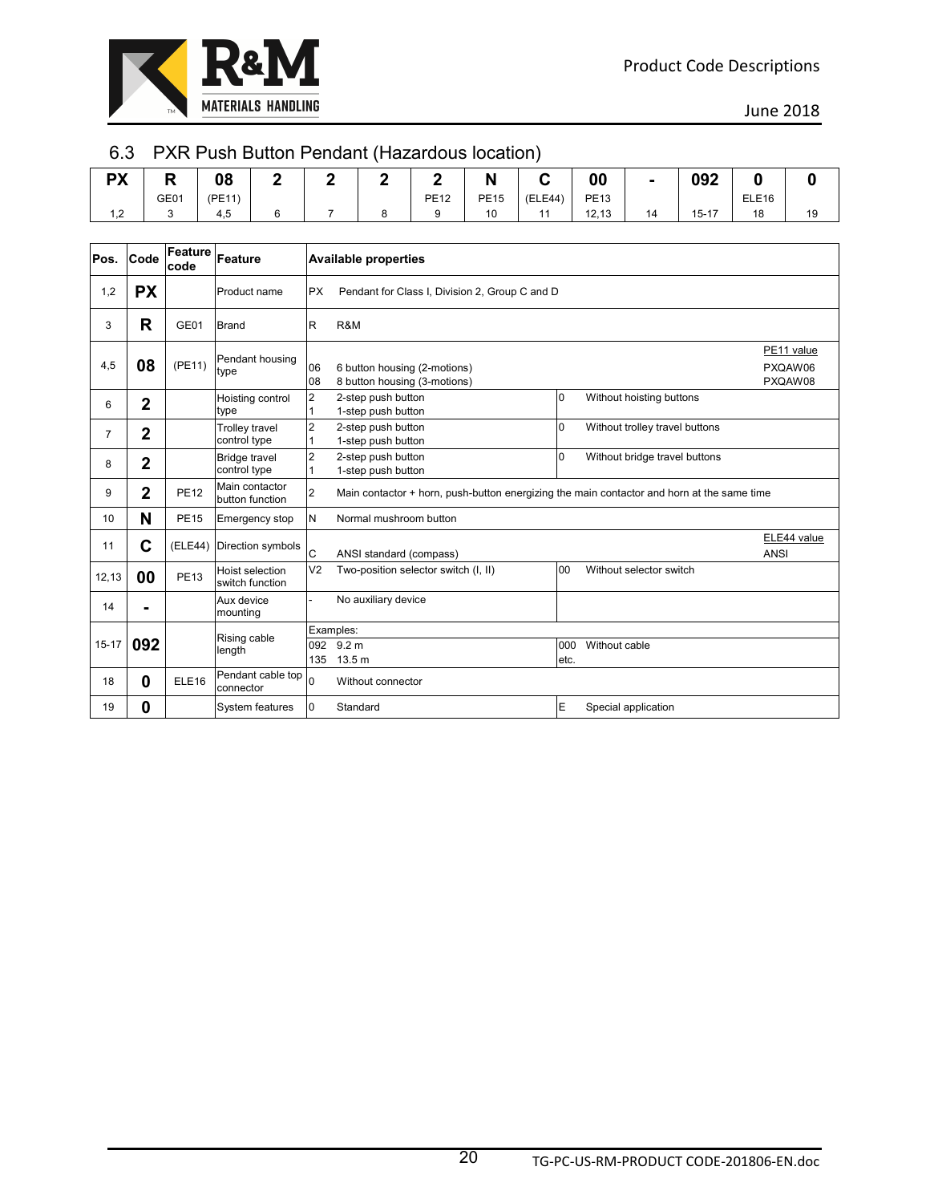## 6.3 PXR Push Button Pendant (Hazardous location)

| PX | R | 08 | 2 | 2 | 2 | 2 | N | C | 00 | - | 092 | 0 | 0 |
|---|---|---|---|---|---|---|---|---|---|---|---|---|---|
| | GE01 | (PE11) | | | | PE12 | PE15 | (ELE44) | PE13 | | | ELE16 | |
| 1,2 | 3 | 4,5 | 6 | 7 | 8 | 9 | 10 | 11 | 12,13 | 14 | 15-17 | 18 | 19 |

| Pos. | Code | Feature code | Feature | Available properties | | | | |
|---|---|---|---|---|---|---|---|---|
| 1,2 | **PX** | | Product name | PX | Pendant for Class I, Division 2, Group C and D | | | |
| 3 | **R** | GE01 | Brand | R | R&M | | | |
| 4,5 | **08** | (PE11) | Pendant housing type | 06<br>08 | 6 button housing (2-motions)<br>8 button housing (3-motions) | | | PE11 value<br>PXQAW06<br>PXQAW08 |
| 6 | **2** | | Hoisting control type | 2<br>1 | 2-step push button<br>1-step push button | 0 | Without hoisting buttons | |
| 7 | **2** | | Trolley travel control type | 2<br>1 | 2-step push button<br>1-step push button | 0 | Without trolley travel buttons | |
| 8 | **2** | | Bridge travel control type | 2<br>1 | 2-step push button<br>1-step push button | 0 | Without bridge travel buttons | |
| 9 | **2** | PE12 | Main contactor button function | 2 | Main contactor + horn, push-button energizing the main contactor and horn at the same time | | | |
| 10 | **N** | PE15 | Emergency stop | N | Normal mushroom button | | | |
| 11 | **C** | (ELE44) | Direction symbols | C | ANSI standard (compass) | | | ELE44 value<br>ANSI |
| 12,13 | **00** | PE13 | Hoist selection switch function | V2 | Two-position selector switch (I, II) | 00 | Without selector switch | |
| 14 | **-** | | Aux device mounting | - | No auxiliary device | | | |
| 15-17 | **092** | | Rising cable length | Examples:<br>092<br>135 | <br>9.2 m<br>13.5 m | <br>000<br>etc. | <br>Without cable | |
| 18 | **0** | ELE16 | Pendant cable top connector | 0 | Without connector | | | |
| 19 | **0** | | System features | 0 | Standard | E | Special application | |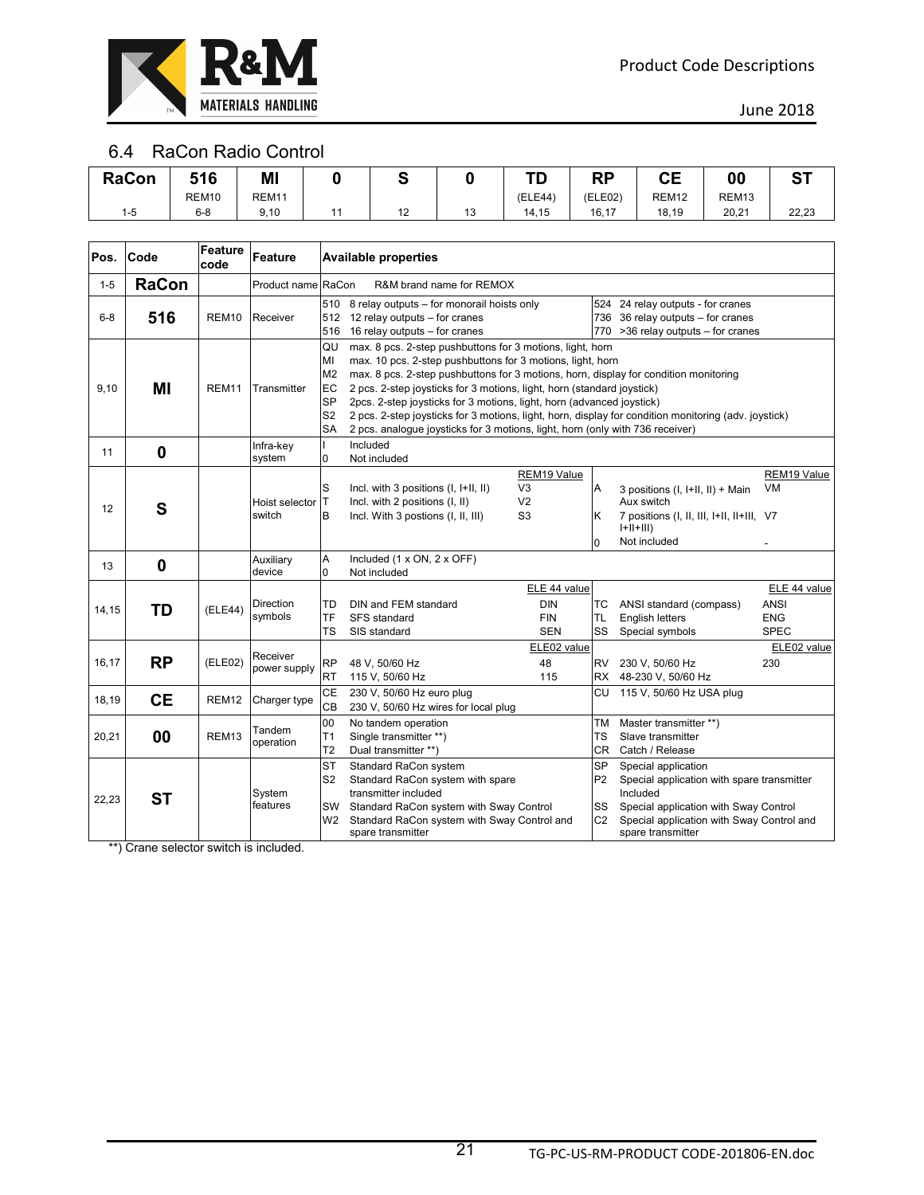## 6.4 RaCon Radio Control

| RaCon | 516 | MI | 0 | S | 0 | TD | RP | CE | 00 | ST |
|---|---|---|---|---|---|---|---|---|---|---|
| | REM10 | REM11 | | | | (ELE44) | (ELE02) | REM12 | REM13 | |
| 1-5 | 6-8 | 9,10 | 11 | 12 | 13 | 14,15 | 16,17 | 18,19 | 20,21 | 22,23 |

| Pos. | Code | Feature code | Feature | Available properties |
|---|---|---|---|---|
| 1-5 | **RaCon** | | Product name | RaCon R&M brand name for REMOX |
| 6-8 | **516** | REM10 | Receiver | 510 8 relay outputs – for monorail hoists only<br>512 12 relay outputs – for cranes<br>516 16 relay outputs – for cranes<br>524 24 relay outputs - for cranes<br>736 36 relay outputs – for cranes<br>770 >36 relay outputs – for cranes |
| 9,10 | **MI** | REM11 | Transmitter | QU max. 8 pcs. 2-step pushbuttons for 3 motions, light, horn<br>MI max. 10 pcs. 2-step pushbuttons for 3 motions, light, horn<br>M2 max. 8 pcs. 2-step pushbuttons for 3 motions, horn, display for condition monitoring<br>EC 2 pcs. 2-step joysticks for 3 motions, light, horn (standard joystick)<br>SP 2pcs. 2-step joysticks for 3 motions, light, horn (advanced joystick)<br>S2 2 pcs. 2-step joysticks for 3 motions, light, horn, display for condition monitoring (adv. joystick)<br>SA 2 pcs. analogue joysticks for 3 motions, light, horn (only with 736 receiver) |
| 11 | **0** | | Infra-key system | I Included<br>0 Not included |
| 12 | **S** | | Hoist selector switch | S Incl. with 3 positions (I, I+II, II) – REM19 Value: V3<br>T Incl. with 2 positions (I, II) – REM19 Value: V2<br>B Incl. With 3 postions (I, II, III) – REM19 Value: S3<br>A 3 positions (I, I+II, II) + Main Aux switch – REM19 Value: VM<br>K 7 positions (I, II, III, I+II, II+III, I+II+III) – REM19 Value: V7<br>0 Not included – REM19 Value: - |
| 13 | **0** | | Auxiliary device | A Included (1 x ON, 2 x OFF)<br>0 Not included |
| 14,15 | **TD** | (ELE44) | Direction symbols | TD DIN and FEM standard – ELE 44 value: DIN<br>TF SFS standard – ELE 44 value: FIN<br>TS SIS standard – ELE 44 value: SEN<br>TC ANSI standard (compass) – ELE 44 value: ANSI<br>TL English letters – ELE 44 value: ENG<br>SS Special symbols – ELE 44 value: SPEC |
| 16,17 | **RP** | (ELE02) | Receiver power supply | RP 48 V, 50/60 Hz – ELE02 value: 48<br>RT 115 V, 50/60 Hz – ELE02 value: 115<br>RV 230 V, 50/60 Hz – ELE02 value: 230<br>RX 48-230 V, 50/60 Hz |
| 18,19 | **CE** | REM12 | Charger type | CE 230 V, 50/60 Hz euro plug<br>CB 230 V, 50/60 Hz wires for local plug<br>CU 115 V, 50/60 Hz USA plug |
| 20,21 | **00** | REM13 | Tandem operation | 00 No tandem operation<br>T1 Single transmitter **)<br>T2 Dual transmitter **)<br>TM Master transmitter **)<br>TS Slave transmitter<br>CR Catch / Release |
| 22,23 | **ST** | | System features | ST Standard RaCon system<br>S2 Standard RaCon system with spare transmitter included<br>SW Standard RaCon system with Sway Control<br>W2 Standard RaCon system with Sway Control and spare transmitter<br>SP Special application<br>P2 Special application with spare transmitter Included<br>SS Special application with Sway Control<br>C2 Special application with Sway Control and spare transmitter |

**) Crane selector switch is included.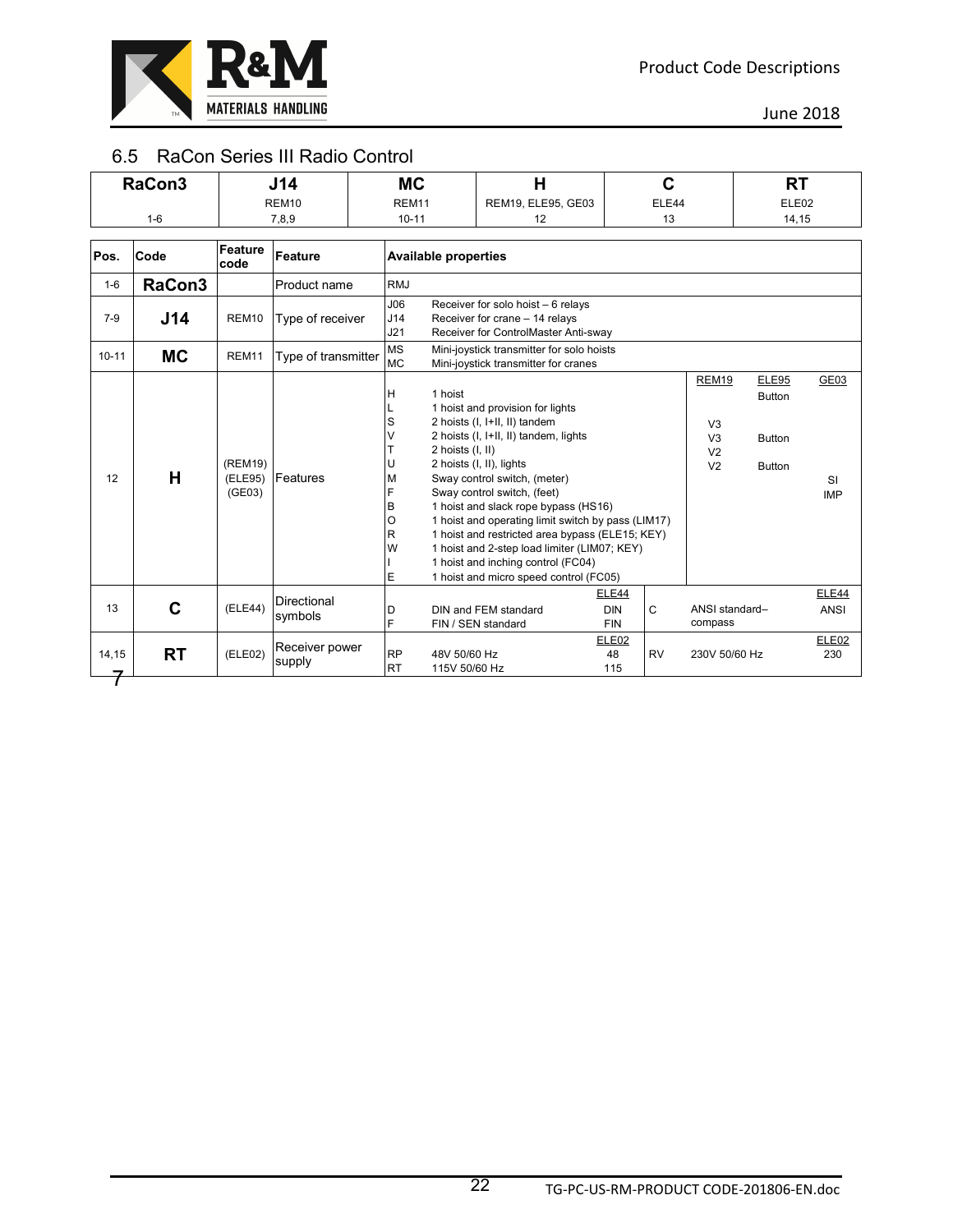## 6.5 RaCon Series III Radio Control

| RaCon3 | J14 | MC | H | C | RT |
|---|---|---|---|---|---|
| | REM10 | REM11 | REM19, ELE95, GE03 | ELE44 | ELE02 |
| 1-6 | 7,8,9 | 10-11 | 12 | 13 | 14,15 |

| Pos. | Code | Feature code | Feature | Available properties | | | | | |
|---|---|---|---|---|---|---|---|---|---|
| 1-6 | **RaCon3** | | Product name | RMJ | | | | | |
| 7-9 | **J14** | REM10 | Type of receiver | J06<br>J14<br>J21 | Receiver for solo hoist – 6 relays<br>Receiver for crane – 14 relays<br>Receiver for ControlMaster Anti-sway | | | | |
| 10-11 | **MC** | REM11 | Type of transmitter | MS<br>MC | Mini-joystick transmitter for solo hoists<br>Mini-joystick transmitter for cranes | | | | |
| 12 | **H** | (REM19)<br>(ELE95)<br>(GE03) | Features | | | | REM19 | ELE95 | GE03 |
| | | | | H | 1 hoist | | | Button | |
| | | | | L | 1 hoist and provision for lights | | | | |
| | | | | S | 2 hoists (I, I+II, II) tandem | | V3 | | |
| | | | | V | 2 hoists (I, I+II, II) tandem, lights | | V3 | Button | |
| | | | | T | 2 hoists (I, II) | | V2 | | |
| | | | | U | 2 hoists (I, II), lights | | V2 | Button | |
| | | | | M | Sway control switch, (meter) | | | | SI |
| | | | | F | Sway control switch, (feet) | | | | IMP |
| | | | | B | 1 hoist and slack rope bypass (HS16) | | | | |
| | | | | O | 1 hoist and operating limit switch by pass (LIM17) | | | | |
| | | | | R | 1 hoist and restricted area bypass (ELE15; KEY) | | | | |
| | | | | W | 1 hoist and 2-step load limiter (LIM07; KEY) | | | | |
| | | | | I | 1 hoist and inching control (FC04) | | | | |
| | | | | E | 1 hoist and micro speed control (FC05) | | | | |
| 13 | **C** | (ELE44) | Directional symbols | | | ELE44 | | | ELE44 |
| | | | | D<br>F | DIN and FEM standard<br>FIN / SEN standard | DIN<br>FIN | C | ANSI standard–compass | ANSI |
| 14,15 | **RT** | (ELE02) | Receiver power supply | | | ELE02 | | | ELE02 |
| | | | | RP<br>RT | 48V 50/60 Hz<br>115V 50/60 Hz | 48<br>115 | RV | 230V 50/60 Hz | 230 |

7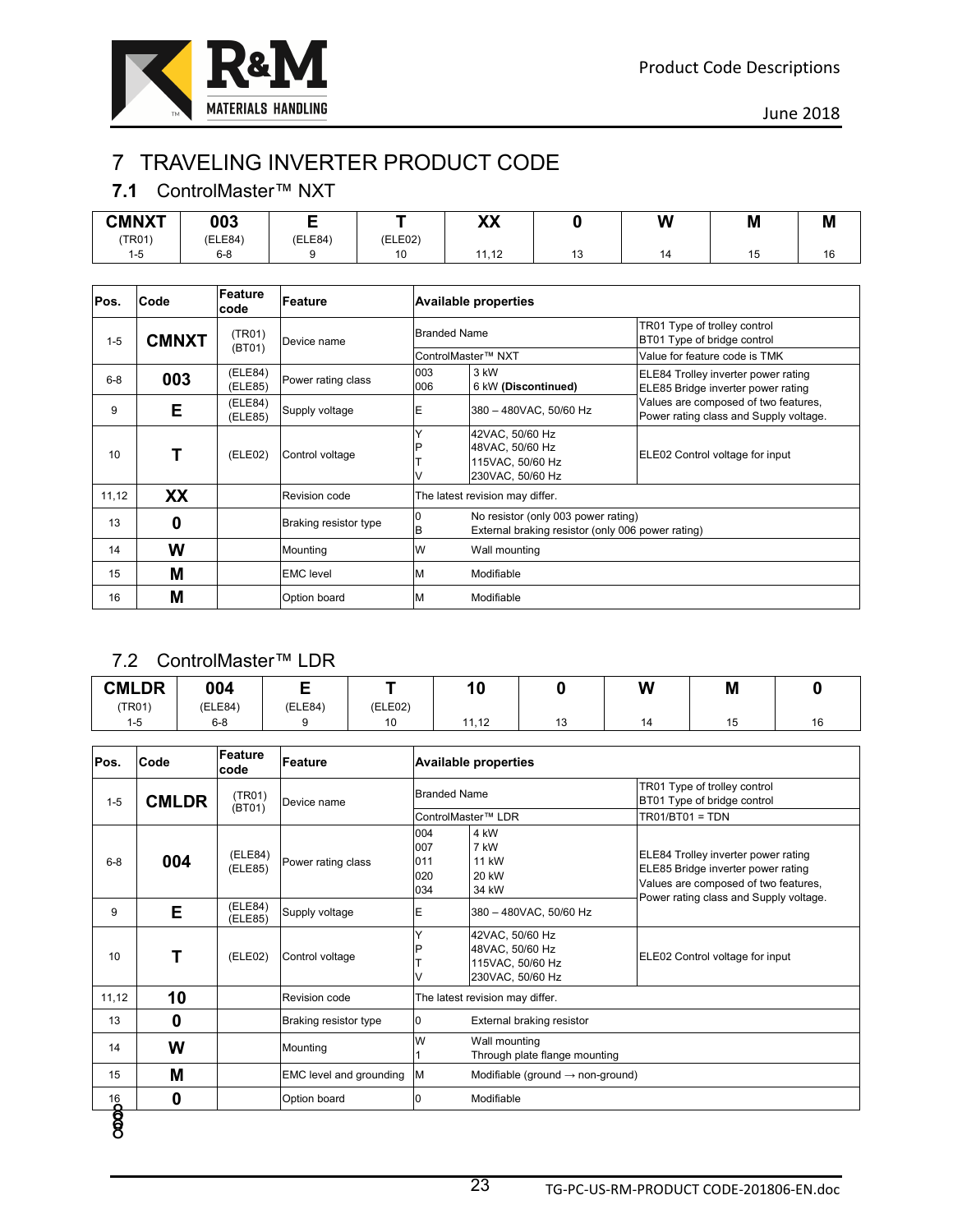# 7 TRAVELING INVERTER PRODUCT CODE

## 7.1 ControlMaster™ NXT

| CMNXT | 003 | E | T | XX | 0 | W | M | M |
|---|---|---|---|---|---|---|---|---|
| (TR01) | (ELE84) | (ELE84) | (ELE02) | | | | | |
| 1-5 | 6-8 | 9 | 10 | 11,12 | 13 | 14 | 15 | 16 |

| Pos. | Code | Feature code | Feature | Available properties | | |
|---|---|---|---|---|---|---|
| 1-5 | **CMNXT** | (TR01) (BT01) | Device name | Branded Name | | TR01 Type of trolley control BT01 Type of bridge control |
| | | | | ControlMaster™ NXT | | Value for feature code is TMK |
| 6-8 | **003** | (ELE84) (ELE85) | Power rating class | 003<br>006 | 3 kW<br>6 kW **(Discontinued)** | ELE84 Trolley inverter power rating ELE85 Bridge inverter power rating |
| 9 | **E** | (ELE84) (ELE85) | Supply voltage | E | 380 – 480VAC, 50/60 Hz | Values are composed of two features, Power rating class and Supply voltage. |
| 10 | **T** | (ELE02) | Control voltage | Y<br>P<br>T<br>V | 42VAC, 50/60 Hz<br>48VAC, 50/60 Hz<br>115VAC, 50/60 Hz<br>230VAC, 50/60 Hz | ELE02 Control voltage for input |
| 11,12 | **XX** | | Revision code | The latest revision may differ. | | |
| 13 | **0** | | Braking resistor type | 0<br>B | No resistor (only 003 power rating)<br>External braking resistor (only 006 power rating) | |
| 14 | **W** | | Mounting | W | Wall mounting | |
| 15 | **M** | | EMC level | M | Modifiable | |
| 16 | **M** | | Option board | M | Modifiable | |

## 7.2 ControlMaster™ LDR

| CMLDR | 004 | E | T | 10 | 0 | W | M | 0 |
|---|---|---|---|---|---|---|---|---|
| (TR01) | (ELE84) | (ELE84) | (ELE02) | | | | | |
| 1-5 | 6-8 | 9 | 10 | 11,12 | 13 | 14 | 15 | 16 |

| Pos. | Code | Feature code | Feature | Available properties | | |
|---|---|---|---|---|---|---|
| 1-5 | **CMLDR** | (TR01) (BT01) | Device name | Branded Name | | TR01 Type of trolley control BT01 Type of bridge control |
| | | | | ControlMaster™ LDR | | TR01/BT01 = TDN |
| 6-8 | **004** | (ELE84) (ELE85) | Power rating class | 004<br>007<br>011<br>020<br>034 | 4 kW<br>7 kW<br>11 kW<br>20 kW<br>34 kW | ELE84 Trolley inverter power rating ELE85 Bridge inverter power rating Values are composed of two features, Power rating class and Supply voltage. |
| 9 | **E** | (ELE84) (ELE85) | Supply voltage | E | 380 – 480VAC, 50/60 Hz | |
| 10 | **T** | (ELE02) | Control voltage | Y<br>P<br>T<br>V | 42VAC, 50/60 Hz<br>48VAC, 50/60 Hz<br>115VAC, 50/60 Hz<br>230VAC, 50/60 Hz | ELE02 Control voltage for input |
| 11,12 | **10** | | Revision code | The latest revision may differ. | | |
| 13 | **0** | | Braking resistor type | 0 | External braking resistor | |
| 14 | **W** | | Mounting | W<br>1 | Wall mounting<br>Through plate flange mounting | |
| 15 | **M** | | EMC level and grounding | M | Modifiable (ground → non-ground) | |
| 16 | **0** | | Option board | 0 | Modifiable | |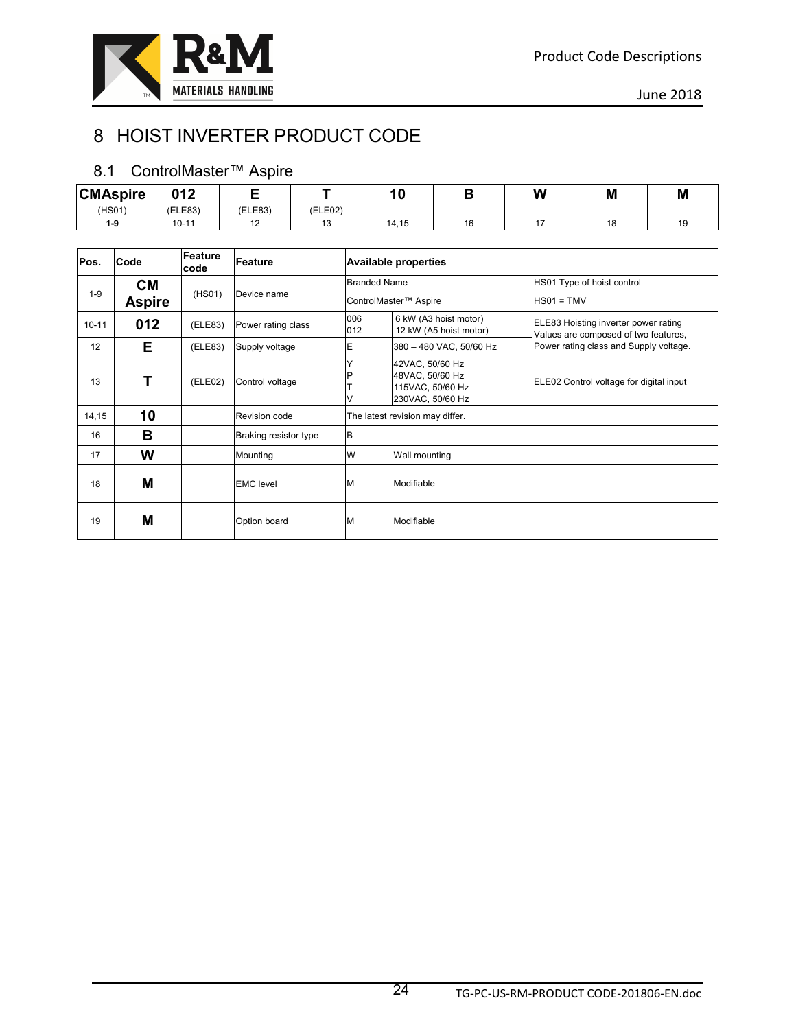# 8 HOIST INVERTER PRODUCT CODE

## 8.1 ControlMaster™ Aspire

| CMAspire | 012 | E | T | 10 | B | W | M | M |
|---|---|---|---|---|---|---|---|---|
| (HS01) | (ELE83) | (ELE83) | (ELE02) | | | | | |
| 1-9 | 10-11 | 12 | 13 | 14,15 | 16 | 17 | 18 | 19 |

| Pos. | Code | Feature code | Feature | Available properties | | |
|---|---|---|---|---|---|---|
| 1-9 | CM Aspire | (HS01) | Device name | Branded Name | | HS01 Type of hoist control |
| | | | | ControlMaster™ Aspire | | HS01 = TMV |
| 10-11 | 012 | (ELE83) | Power rating class | 006<br>012 | 6 kW (A3 hoist motor)<br>12 kW (A5 hoist motor) | ELE83 Hoisting inverter power rating<br>Values are composed of two features, Power rating class and Supply voltage. |
| 12 | E | (ELE83) | Supply voltage | E | 380 – 480 VAC, 50/60 Hz | |
| 13 | T | (ELE02) | Control voltage | Y<br>P<br>T<br>V | 42VAC, 50/60 Hz<br>48VAC, 50/60 Hz<br>115VAC, 50/60 Hz<br>230VAC, 50/60 Hz | ELE02 Control voltage for digital input |
| 14,15 | 10 | | Revision code | The latest revision may differ. | | |
| 16 | B | | Braking resistor type | B | | |
| 17 | W | | Mounting | W | Wall mounting | |
| 18 | M | | EMC level | M | Modifiable | |
| 19 | M | | Option board | M | Modifiable | |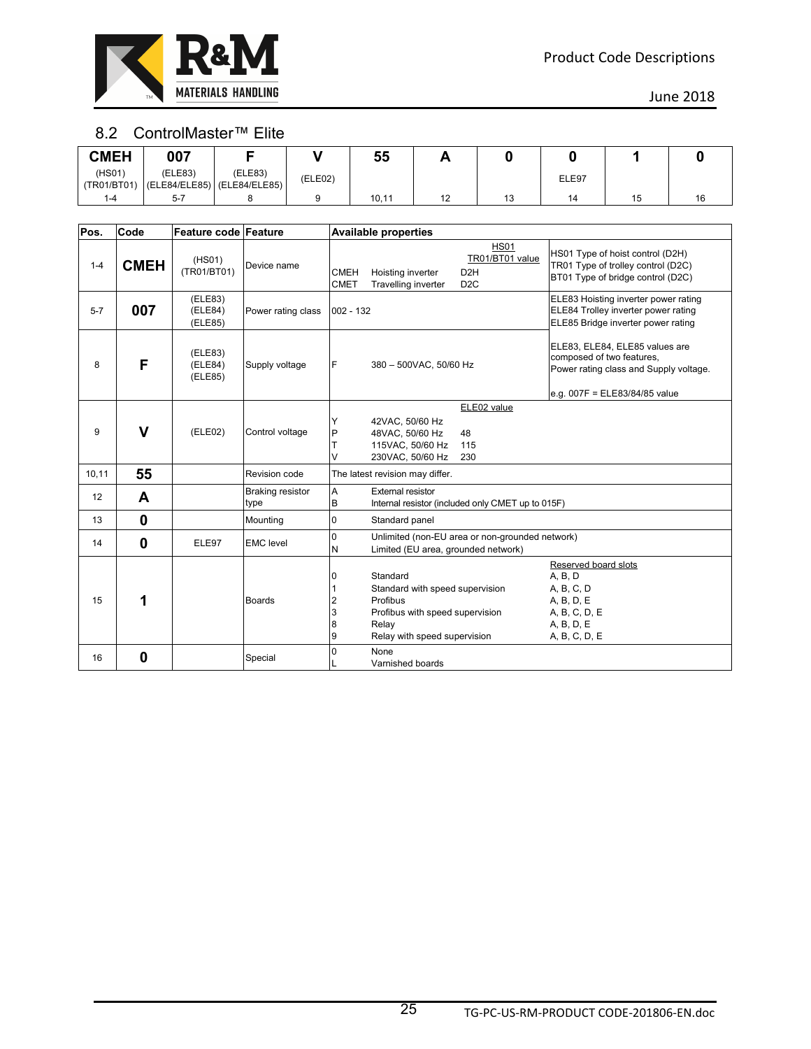## 8.2 ControlMaster™ Elite

| CMEH | 007 | F | V | 55 | A | 0 | 0 | 1 | 0 |
|---|---|---|---|---|---|---|---|---|---|
| (HS01) (TR01/BT01) | (ELE83) (ELE84/ELE85) | (ELE83) (ELE84/ELE85) | (ELE02) | | | | ELE97 | | |
| 1-4 | 5-7 | 8 | 9 | 10,11 | 12 | 13 | 14 | 15 | 16 |

| Pos. | Code | Feature code | Feature | Available properties | | | |
|---|---|---|---|---|---|---|---|
| 1-4 | **CMEH** | (HS01) (TR01/BT01) | Device name | | | HS01 TR01/BT01 value | HS01 Type of hoist control (D2H) TR01 Type of trolley control (D2C) BT01 Type of bridge control (D2C) |
| | | | | CMEH | Hoisting inverter | D2H | |
| | | | | CMET | Travelling inverter | D2C | |
| 5-7 | **007** | (ELE83) (ELE84) (ELE85) | Power rating class | 002 - 132 | | | ELE83 Hoisting inverter power rating ELE84 Trolley inverter power rating ELE85 Bridge inverter power rating |
| 8 | **F** | (ELE83) (ELE84) (ELE85) | Supply voltage | F | 380 – 500VAC, 50/60 Hz | | ELE83, ELE84, ELE85 values are composed of two features, Power rating class and Supply voltage. e.g. 007F = ELE83/84/85 value |
| 9 | **V** | (ELE02) | Control voltage | | | ELE02 value | |
| | | | | Y | 42VAC, 50/60 Hz | | |
| | | | | P | 48VAC, 50/60 Hz | 48 | |
| | | | | T | 115VAC, 50/60 Hz | 115 | |
| | | | | V | 230VAC, 50/60 Hz | 230 | |
| 10,11 | **55** | | Revision code | The latest revision may differ. | | | |
| 12 | **A** | | Braking resistor type | A | External resistor | | |
| | | | | B | Internal resistor (included only CMET up to 015F) | | |
| 13 | **0** | | Mounting | 0 | Standard panel | | |
| 14 | **0** | ELE97 | EMC level | 0 | Unlimited (non-EU area or non-grounded network) | | |
| | | | | N | Limited (EU area, grounded network) | | |
| 15 | **1** | | Boards | | | | Reserved board slots |
| | | | | 0 | Standard | | A, B, D |
| | | | | 1 | Standard with speed supervision | | A, B, C, D |
| | | | | 2 | Profibus | | A, B, D, E |
| | | | | 3 | Profibus with speed supervision | | A, B, C, D, E |
| | | | | 8 | Relay | | A, B, D, E |
| | | | | 9 | Relay with speed supervision | | A, B, C, D, E |
| 16 | **0** | | Special | 0 | None | | |
| | | | | L | Varnished boards | | |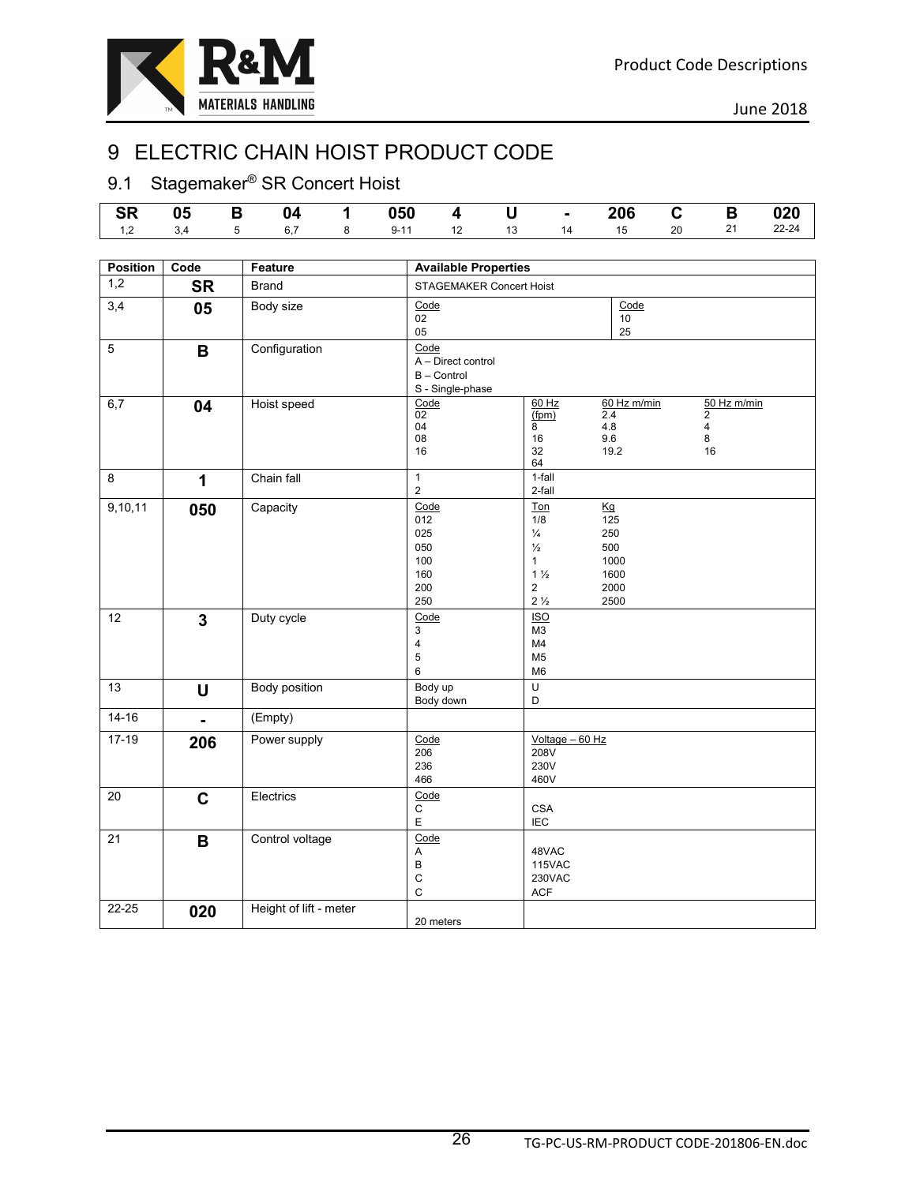# 9 ELECTRIC CHAIN HOIST PRODUCT CODE

## 9.1 Stagemaker® SR Concert Hoist

| SR | 05 | B | 04 | 1 | 050 | 4 | U | - | 206 | C | B | 020 |
|---|---|---|---|---|---|---|---|---|---|---|---|---|
| 1,2 | 3,4 | 5 | 6,7 | 8 | 9-11 | 12 | 13 | 14 | 15 | 20 | 21 | 22-24 |

| Position | Code | Feature | Available Properties | | | |
|---|---|---|---|---|---|---|
| 1,2 | **SR** | Brand | STAGEMAKER Concert Hoist | | | |
| 3,4 | **05** | Body size | Code<br>02<br>05 | | Code<br>10<br>25 | |
| 5 | **B** | Configuration | Code<br>A – Direct control<br>B – Control<br>S - Single-phase | | | |
| 6,7 | **04** | Hoist speed | Code<br>02<br>04<br>08<br>16 | 60 Hz (fpm)<br>8<br>16<br>32<br>64 | 60 Hz m/min<br>2.4<br>4.8<br>9.6<br>19.2 | 50 Hz m/min<br>2<br>4<br>8<br>16 |
| 8 | **1** | Chain fall | 1<br>2 | 1-fall<br>2-fall | | |
| 9,10,11 | **050** | Capacity | Code<br>012<br>025<br>050<br>100<br>160<br>200<br>250 | Ton<br>1/8<br>¼<br>½<br>1<br>1 ½<br>2<br>2 ½ | Kg<br>125<br>250<br>500<br>1000<br>1600<br>2000<br>2500 | |
| 12 | **3** | Duty cycle | Code<br>3<br>4<br>5<br>6 | ISO<br>M3<br>M4<br>M5<br>M6 | | |
| 13 | **U** | Body position | Body up<br>Body down | U<br>D | | |
| 14-16 | **-** | (Empty) | | | | |
| 17-19 | **206** | Power supply | Code<br>206<br>236<br>466 | Voltage – 60 Hz<br>208V<br>230V<br>460V | | |
| 20 | **C** | Electrics | Code<br>C<br>E | CSA<br>IEC | | |
| 21 | **B** | Control voltage | Code<br>A<br>B<br>C<br>C | 48VAC<br>115VAC<br>230VAC<br>ACF | | |
| 22-25 | **020** | Height of lift - meter | 20 meters | | | |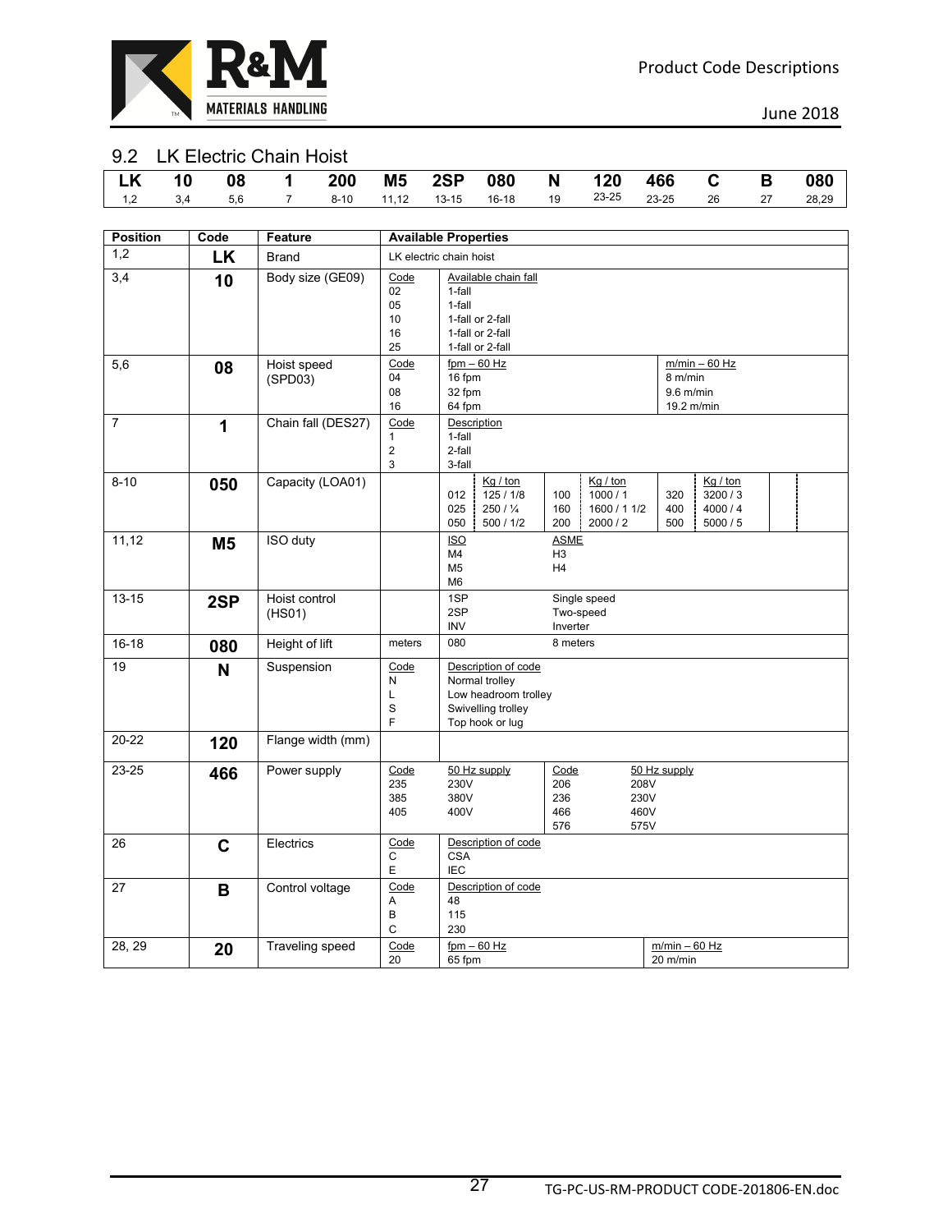## 9.2 LK Electric Chain Hoist

| LK | 10 | 08 | 1 | 200 | M5 | 2SP | 080 | N | 120 | 466 | C | B | 080 |
|---|---|---|---|---|---|---|---|---|---|---|---|---|---|
| 1,2 | 3,4 | 5,6 | 7 | 8-10 | 11,12 | 13-15 | 16-18 | 19 | 23-25 | 23-25 | 26 | 27 | 28,29 |

| Position | Code | Feature | Available Properties |
|---|---|---|---|
| 1,2 | **LK** | Brand | LK electric chain hoist |
| 3,4 | **10** | Body size (GE09) | Code / Available chain fall:<br>02 – 1-fall<br>05 – 1-fall<br>10 – 1-fall or 2-fall<br>16 – 1-fall or 2-fall<br>25 – 1-fall or 2-fall |
| 5,6 | **08** | Hoist speed (SPD03) | Code / fpm – 60 Hz / m/min – 60 Hz:<br>04 – 16 fpm – 8 m/min<br>08 – 32 fpm – 9.6 m/min<br>16 – 64 fpm – 19.2 m/min |
| 7 | **1** | Chain fall (DES27) | Code / Description:<br>1 – 1-fall<br>2 – 2-fall<br>3 – 3-fall |
| 8-10 | **050** | Capacity (LOA01) | Kg / ton:<br>012 – 125 / 1/8<br>025 – 250 / ¼<br>050 – 500 / 1/2<br>100 – 1000 / 1<br>160 – 1600 / 1 1/2<br>200 – 2000 / 2<br>320 – 3200 / 3<br>400 – 4000 / 4<br>500 – 5000 / 5 |
| 11,12 | **M5** | ISO duty | ISO / ASME:<br>M4 – H3<br>M5 – H4<br>M6 |
| 13-15 | **2SP** | Hoist control (HS01) | 1SP – Single speed<br>2SP – Two-speed<br>INV – Inverter |
| 16-18 | **080** | Height of lift | meters: 080 – 8 meters |
| 19 | **N** | Suspension | Code / Description of code:<br>N – Normal trolley<br>L – Low headroom trolley<br>S – Swivelling trolley<br>F – Top hook or lug |
| 20-22 | **120** | Flange width (mm) | |
| 23-25 | **466** | Power supply | Code / 50 Hz supply:<br>235 – 230V<br>385 – 380V<br>405 – 400V<br>Code / 50 Hz supply:<br>206 – 208V<br>236 – 230V<br>466 – 460V<br>576 – 575V |
| 26 | **C** | Electrics | Code / Description of code:<br>C – CSA<br>E – IEC |
| 27 | **B** | Control voltage | Code / Description of code:<br>A – 48<br>B – 115<br>C – 230 |
| 28, 29 | **20** | Traveling speed | Code / fpm – 60 Hz / m/min – 60 Hz:<br>20 – 65 fpm – 20 m/min |

TG-PC-US-RM-PRODUCT CODE-201806-EN.doc